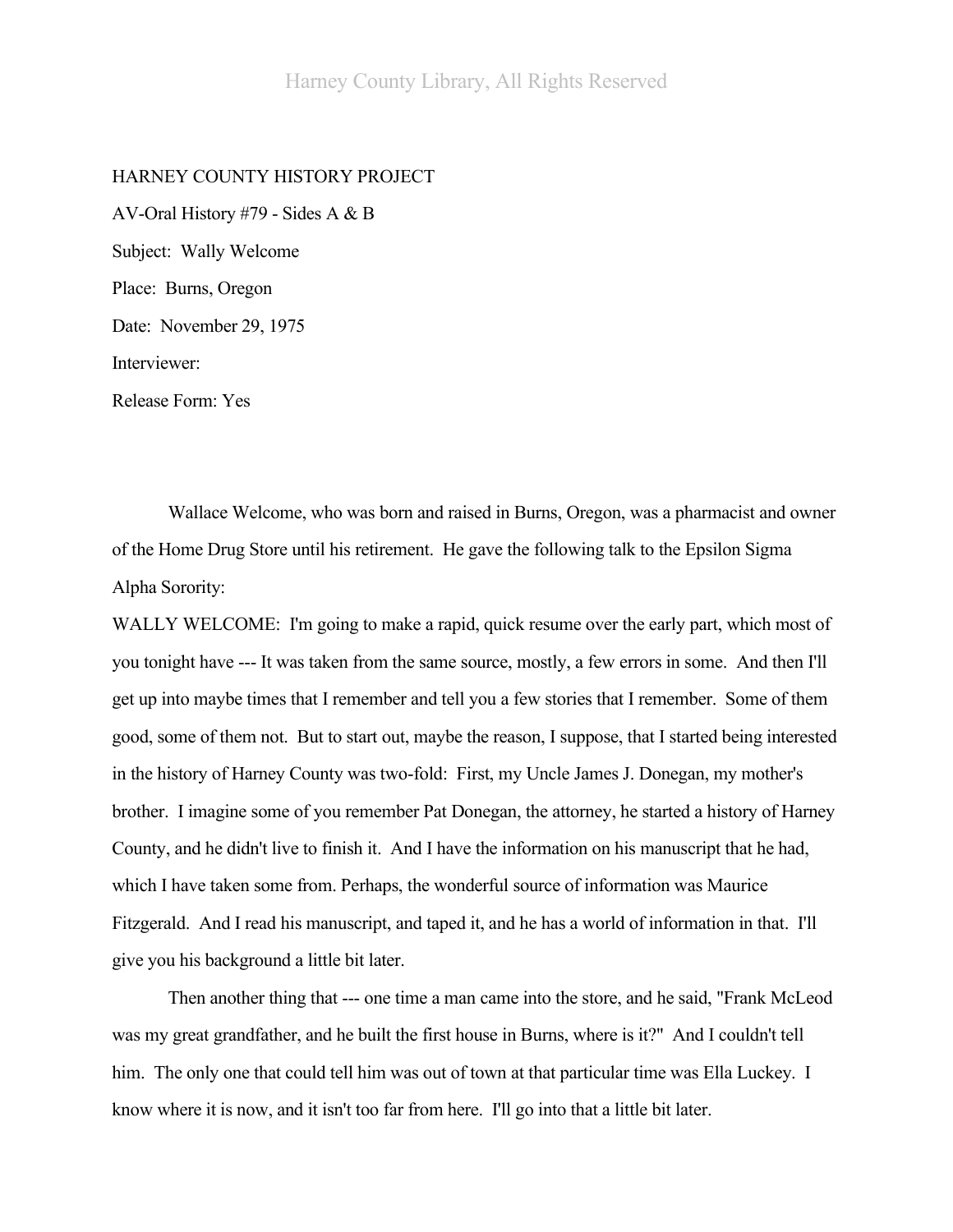HARNEY COUNTY HISTORY PROJECT

AV-Oral History #79 - Sides A & B

Subject: Wally Welcome

Place: Burns, Oregon

Date: November 29, 1975

Interviewer:

Release Form: Yes

Wallace Welcome, who was born and raised in Burns, Oregon, was a pharmacist and owner of the Home Drug Store until his retirement. He gave the following talk to the Epsilon Sigma Alpha Sorority:

WALLY WELCOME: I'm going to make a rapid, quick resume over the early part, which most of you tonight have --- It was taken from the same source, mostly, a few errors in some. And then I'll get up into maybe times that I remember and tell you a few stories that I remember. Some of them good, some of them not. But to start out, maybe the reason, I suppose, that I started being interested in the history of Harney County was two-fold: First, my Uncle James J. Donegan, my mother's brother. I imagine some of you remember Pat Donegan, the attorney, he started a history of Harney County, and he didn't live to finish it. And I have the information on his manuscript that he had, which I have taken some from. Perhaps, the wonderful source of information was Maurice Fitzgerald. And I read his manuscript, and taped it, and he has a world of information in that. I'll give you his background a little bit later.

Then another thing that --- one time a man came into the store, and he said, "Frank McLeod was my great grandfather, and he built the first house in Burns, where is it?" And I couldn't tell him. The only one that could tell him was out of town at that particular time was Ella Luckey. I know where it is now, and it isn't too far from here. I'll go into that a little bit later.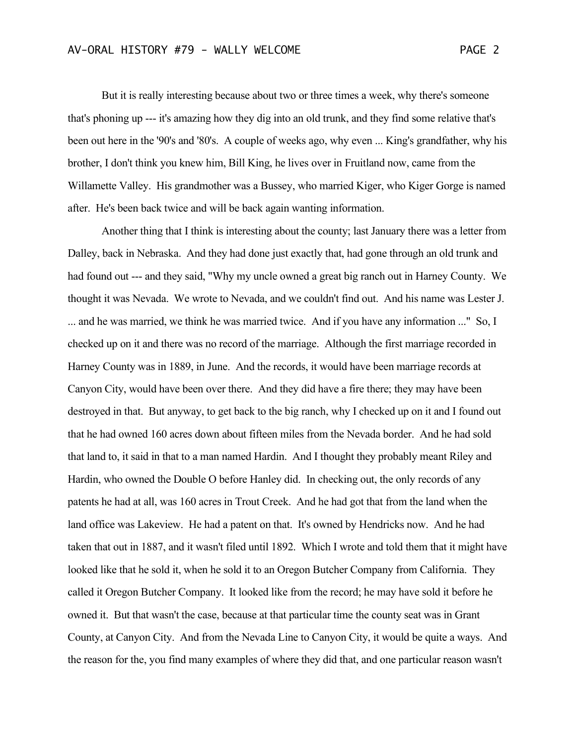But it is really interesting because about two or three times a week, why there's someone that's phoning up --- it's amazing how they dig into an old trunk, and they find some relative that's been out here in the '90's and '80's. A couple of weeks ago, why even ... King's grandfather, why his brother, I don't think you knew him, Bill King, he lives over in Fruitland now, came from the Willamette Valley. His grandmother was a Bussey, who married Kiger, who Kiger Gorge is named after. He's been back twice and will be back again wanting information.

Another thing that I think is interesting about the county; last January there was a letter from Dalley, back in Nebraska. And they had done just exactly that, had gone through an old trunk and had found out --- and they said, "Why my uncle owned a great big ranch out in Harney County. We thought it was Nevada. We wrote to Nevada, and we couldn't find out. And his name was Lester J. ... and he was married, we think he was married twice. And if you have any information ..." So, I checked up on it and there was no record of the marriage. Although the first marriage recorded in Harney County was in 1889, in June. And the records, it would have been marriage records at Canyon City, would have been over there. And they did have a fire there; they may have been destroyed in that. But anyway, to get back to the big ranch, why I checked up on it and I found out that he had owned 160 acres down about fifteen miles from the Nevada border. And he had sold that land to, it said in that to a man named Hardin. And I thought they probably meant Riley and Hardin, who owned the Double O before Hanley did. In checking out, the only records of any patents he had at all, was 160 acres in Trout Creek. And he had got that from the land when the land office was Lakeview. He had a patent on that. It's owned by Hendricks now. And he had taken that out in 1887, and it wasn't filed until 1892. Which I wrote and told them that it might have looked like that he sold it, when he sold it to an Oregon Butcher Company from California. They called it Oregon Butcher Company. It looked like from the record; he may have sold it before he owned it. But that wasn't the case, because at that particular time the county seat was in Grant County, at Canyon City. And from the Nevada Line to Canyon City, it would be quite a ways. And the reason for the, you find many examples of where they did that, and one particular reason wasn't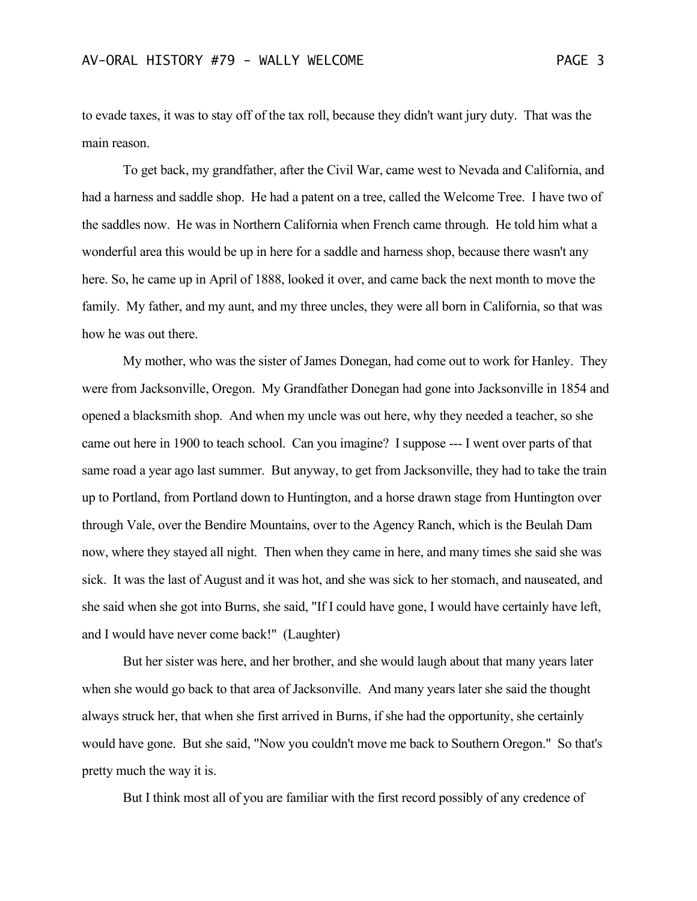to evade taxes, it was to stay off of the tax roll, because they didn't want jury duty. That was the main reason.

To get back, my grandfather, after the Civil War, came west to Nevada and California, and had a harness and saddle shop. He had a patent on a tree, called the Welcome Tree. I have two of the saddles now. He was in Northern California when French came through. He told him what a wonderful area this would be up in here for a saddle and harness shop, because there wasn't any here. So, he came up in April of 1888, looked it over, and came back the next month to move the family. My father, and my aunt, and my three uncles, they were all born in California, so that was how he was out there.

My mother, who was the sister of James Donegan, had come out to work for Hanley. They were from Jacksonville, Oregon. My Grandfather Donegan had gone into Jacksonville in 1854 and opened a blacksmith shop. And when my uncle was out here, why they needed a teacher, so she came out here in 1900 to teach school. Can you imagine? I suppose --- I went over parts of that same road a year ago last summer. But anyway, to get from Jacksonville, they had to take the train up to Portland, from Portland down to Huntington, and a horse drawn stage from Huntington over through Vale, over the Bendire Mountains, over to the Agency Ranch, which is the Beulah Dam now, where they stayed all night. Then when they came in here, and many times she said she was sick. It was the last of August and it was hot, and she was sick to her stomach, and nauseated, and she said when she got into Burns, she said, "If I could have gone, I would have certainly have left, and I would have never come back!" (Laughter)

But her sister was here, and her brother, and she would laugh about that many years later when she would go back to that area of Jacksonville. And many years later she said the thought always struck her, that when she first arrived in Burns, if she had the opportunity, she certainly would have gone. But she said, "Now you couldn't move me back to Southern Oregon." So that's pretty much the way it is.

But I think most all of you are familiar with the first record possibly of any credence of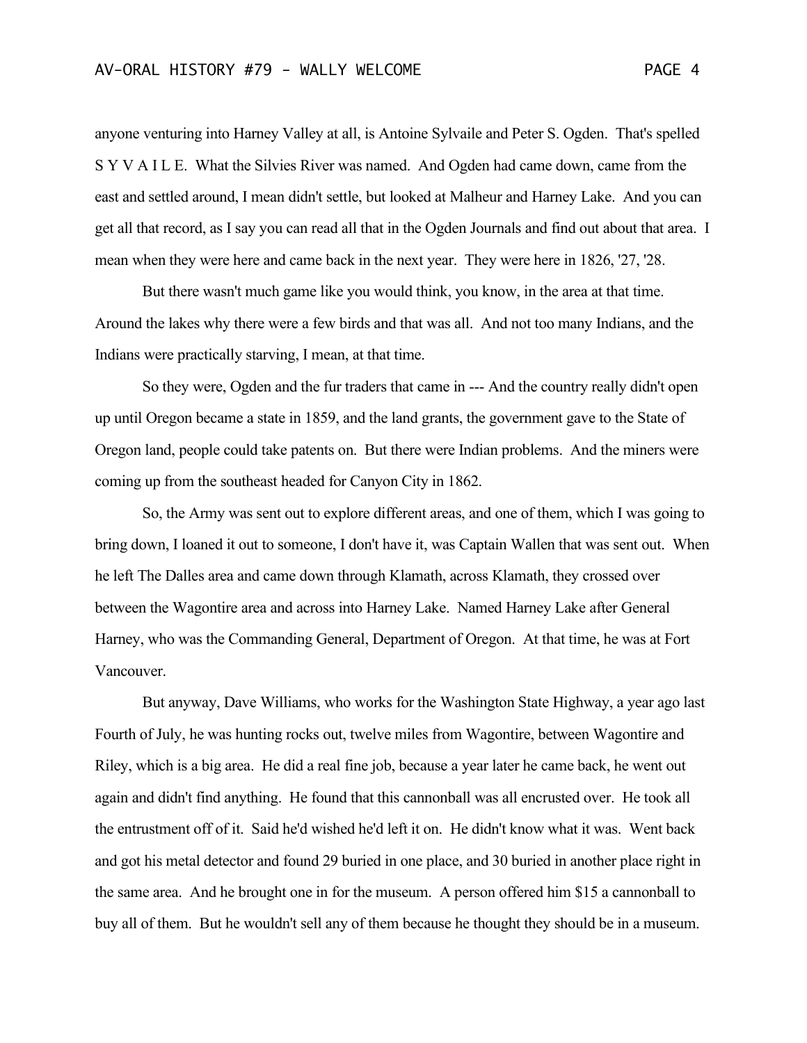anyone venturing into Harney Valley at all, is Antoine Sylvaile and Peter S. Ogden. That's spelled S Y V A I L E. What the Silvies River was named. And Ogden had came down, came from the east and settled around, I mean didn't settle, but looked at Malheur and Harney Lake. And you can get all that record, as I say you can read all that in the Ogden Journals and find out about that area. I mean when they were here and came back in the next year. They were here in 1826, '27, '28.

But there wasn't much game like you would think, you know, in the area at that time. Around the lakes why there were a few birds and that was all. And not too many Indians, and the Indians were practically starving, I mean, at that time.

So they were, Ogden and the fur traders that came in --- And the country really didn't open up until Oregon became a state in 1859, and the land grants, the government gave to the State of Oregon land, people could take patents on. But there were Indian problems. And the miners were coming up from the southeast headed for Canyon City in 1862.

So, the Army was sent out to explore different areas, and one of them, which I was going to bring down, I loaned it out to someone, I don't have it, was Captain Wallen that was sent out. When he left The Dalles area and came down through Klamath, across Klamath, they crossed over between the Wagontire area and across into Harney Lake. Named Harney Lake after General Harney, who was the Commanding General, Department of Oregon. At that time, he was at Fort Vancouver.

But anyway, Dave Williams, who works for the Washington State Highway, a year ago last Fourth of July, he was hunting rocks out, twelve miles from Wagontire, between Wagontire and Riley, which is a big area. He did a real fine job, because a year later he came back, he went out again and didn't find anything. He found that this cannonball was all encrusted over. He took all the entrustment off of it. Said he'd wished he'd left it on. He didn't know what it was. Went back and got his metal detector and found 29 buried in one place, and 30 buried in another place right in the same area. And he brought one in for the museum. A person offered him $15 a cannonball to buy all of them. But he wouldn't sell any of them because he thought they should be in a museum.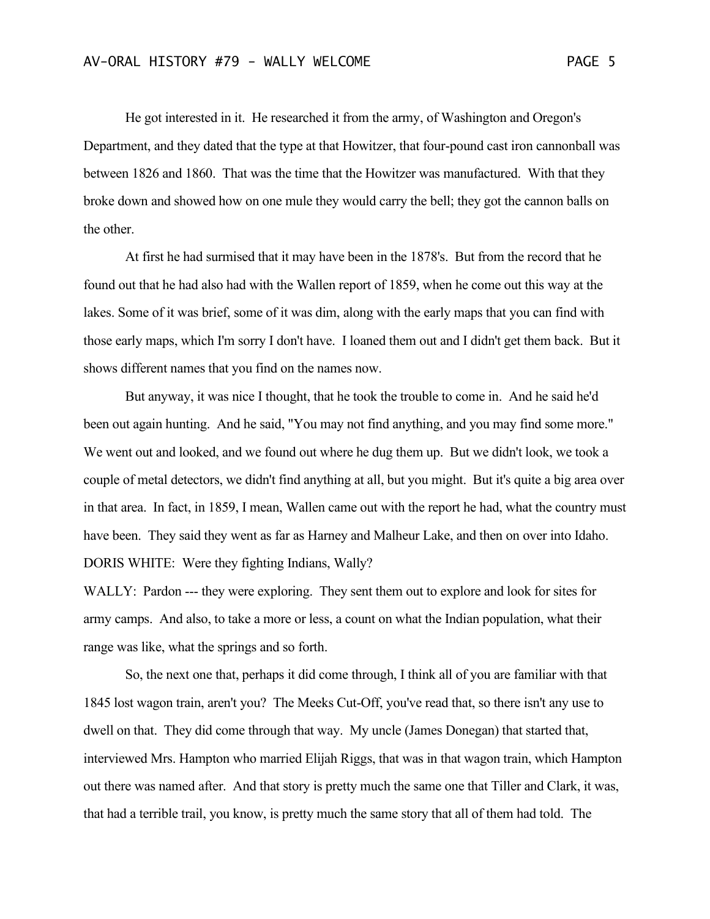He got interested in it. He researched it from the army, of Washington and Oregon's Department, and they dated that the type at that Howitzer, that four-pound cast iron cannonball was between 1826 and 1860. That was the time that the Howitzer was manufactured. With that they broke down and showed how on one mule they would carry the bell; they got the cannon balls on the other.

At first he had surmised that it may have been in the 1878's. But from the record that he found out that he had also had with the Wallen report of 1859, when he come out this way at the lakes. Some of it was brief, some of it was dim, along with the early maps that you can find with those early maps, which I'm sorry I don't have. I loaned them out and I didn't get them back. But it shows different names that you find on the names now.

But anyway, it was nice I thought, that he took the trouble to come in. And he said he'd been out again hunting. And he said, "You may not find anything, and you may find some more." We went out and looked, and we found out where he dug them up. But we didn't look, we took a couple of metal detectors, we didn't find anything at all, but you might. But it's quite a big area over in that area. In fact, in 1859, I mean, Wallen came out with the report he had, what the country must have been. They said they went as far as Harney and Malheur Lake, and then on over into Idaho.

DORIS WHITE: Were they fighting Indians, Wally?

WALLY: Pardon --- they were exploring. They sent them out to explore and look for sites for army camps. And also, to take a more or less, a count on what the Indian population, what their range was like, what the springs and so forth.

So, the next one that, perhaps it did come through, I think all of you are familiar with that 1845 lost wagon train, aren't you? The Meeks Cut-Off, you've read that, so there isn't any use to dwell on that. They did come through that way. My uncle (James Donegan) that started that, interviewed Mrs. Hampton who married Elijah Riggs, that was in that wagon train, which Hampton out there was named after. And that story is pretty much the same one that Tiller and Clark, it was, that had a terrible trail, you know, is pretty much the same story that all of them had told. The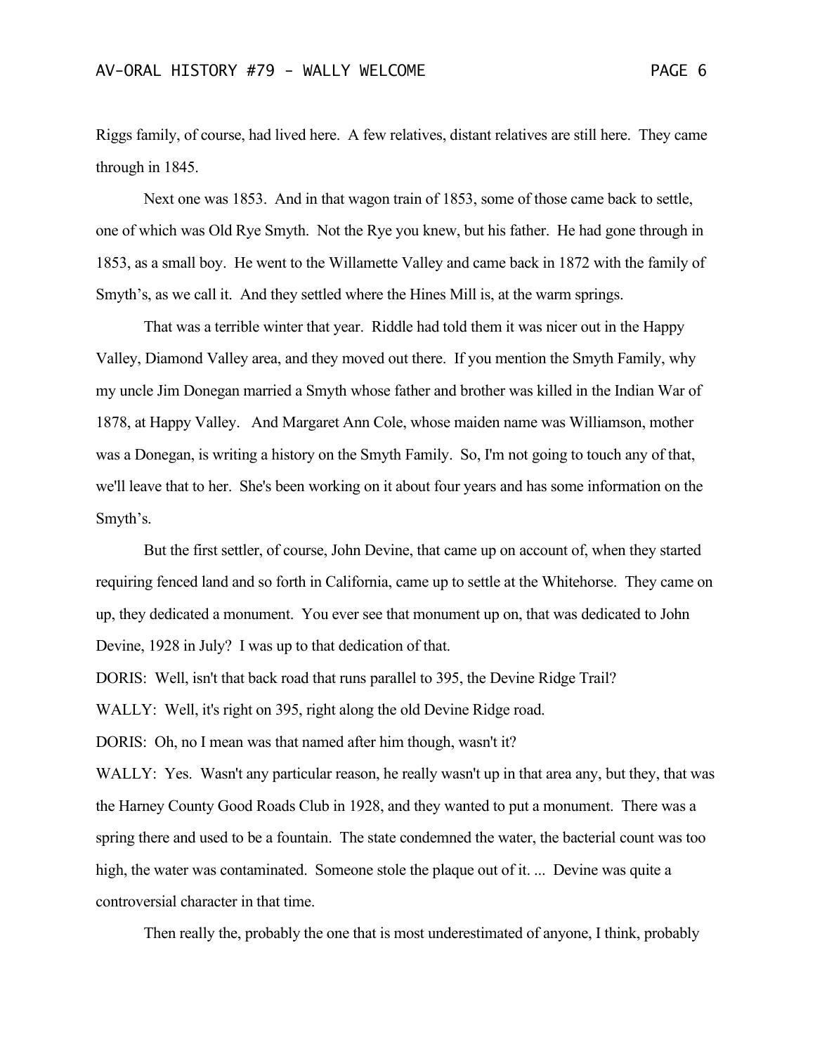Riggs family, of course, had lived here. A few relatives, distant relatives are still here. They came through in 1845.

Next one was 1853. And in that wagon train of 1853, some of those came back to settle, one of which was Old Rye Smyth. Not the Rye you knew, but his father. He had gone through in 1853, as a small boy. He went to the Willamette Valley and came back in 1872 with the family of Smyth's, as we call it. And they settled where the Hines Mill is, at the warm springs.

That was a terrible winter that year. Riddle had told them it was nicer out in the Happy Valley, Diamond Valley area, and they moved out there. If you mention the Smyth Family, why my uncle Jim Donegan married a Smyth whose father and brother was killed in the Indian War of 1878, at Happy Valley. And Margaret Ann Cole, whose maiden name was Williamson, mother was a Donegan, is writing a history on the Smyth Family. So, I'm not going to touch any of that, we'll leave that to her. She's been working on it about four years and has some information on the Smyth's.

But the first settler, of course, John Devine, that came up on account of, when they started requiring fenced land and so forth in California, came up to settle at the Whitehorse. They came on up, they dedicated a monument. You ever see that monument up on, that was dedicated to John Devine, 1928 in July? I was up to that dedication of that.

DORIS: Well, isn't that back road that runs parallel to 395, the Devine Ridge Trail?

WALLY: Well, it's right on 395, right along the old Devine Ridge road.

DORIS: Oh, no I mean was that named after him though, wasn't it?

WALLY: Yes. Wasn't any particular reason, he really wasn't up in that area any, but they, that was the Harney County Good Roads Club in 1928, and they wanted to put a monument. There was a spring there and used to be a fountain. The state condemned the water, the bacterial count was too high, the water was contaminated. Someone stole the plaque out of it. ... Devine was quite a controversial character in that time.

Then really the, probably the one that is most underestimated of anyone, I think, probably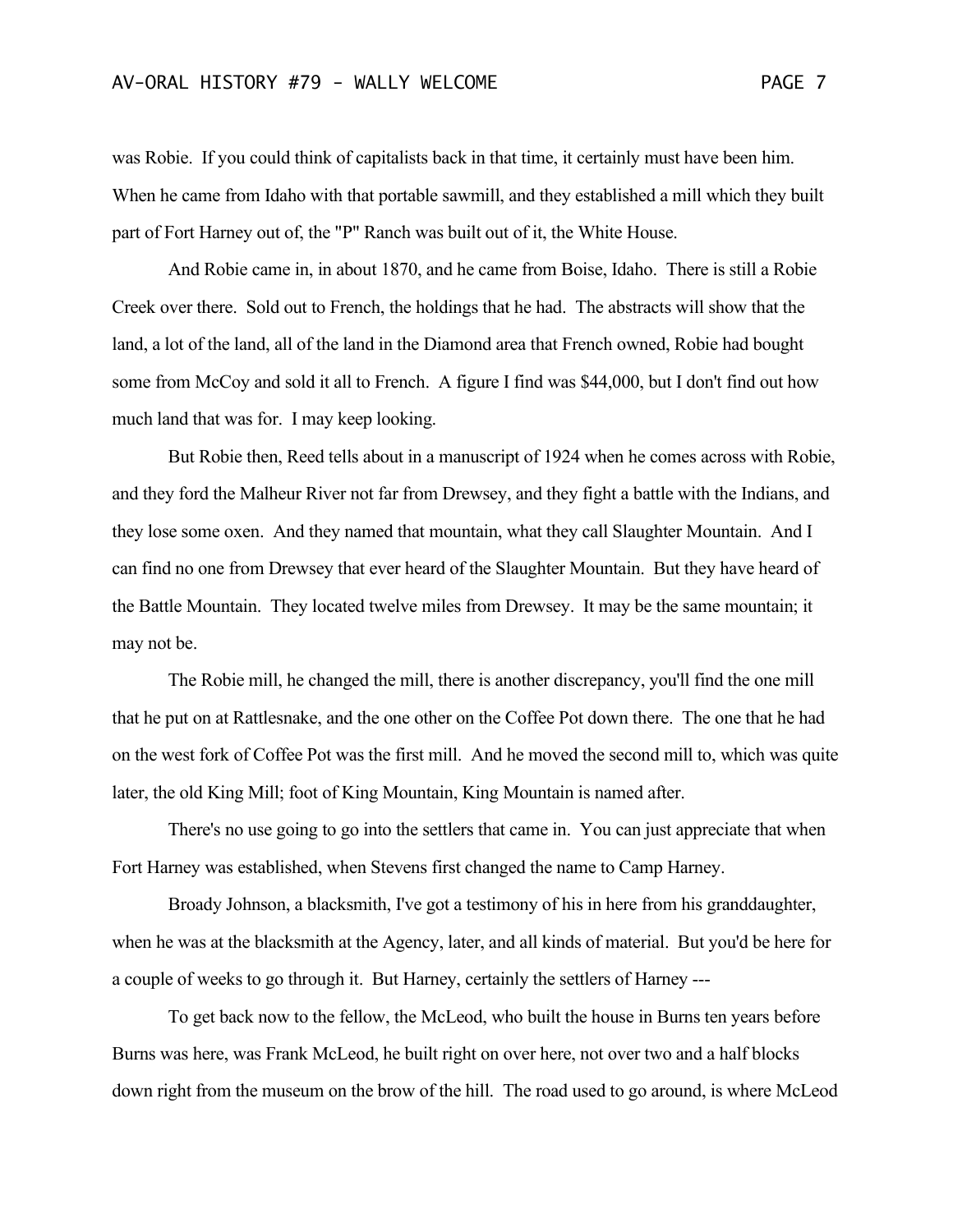was Robie. If you could think of capitalists back in that time, it certainly must have been him. When he came from Idaho with that portable sawmill, and they established a mill which they built part of Fort Harney out of, the "P" Ranch was built out of it, the White House.

And Robie came in, in about 1870, and he came from Boise, Idaho. There is still a Robie Creek over there. Sold out to French, the holdings that he had. The abstracts will show that the land, a lot of the land, all of the land in the Diamond area that French owned, Robie had bought some from McCoy and sold it all to French. A figure I find was $44,000, but I don't find out how much land that was for. I may keep looking.

But Robie then, Reed tells about in a manuscript of 1924 when he comes across with Robie, and they ford the Malheur River not far from Drewsey, and they fight a battle with the Indians, and they lose some oxen. And they named that mountain, what they call Slaughter Mountain. And I can find no one from Drewsey that ever heard of the Slaughter Mountain. But they have heard of the Battle Mountain. They located twelve miles from Drewsey. It may be the same mountain; it may not be.

The Robie mill, he changed the mill, there is another discrepancy, you'll find the one mill that he put on at Rattlesnake, and the one other on the Coffee Pot down there. The one that he had on the west fork of Coffee Pot was the first mill. And he moved the second mill to, which was quite later, the old King Mill; foot of King Mountain, King Mountain is named after.

There's no use going to go into the settlers that came in. You can just appreciate that when Fort Harney was established, when Stevens first changed the name to Camp Harney.

Broady Johnson, a blacksmith, I've got a testimony of his in here from his granddaughter, when he was at the blacksmith at the Agency, later, and all kinds of material. But you'd be here for a couple of weeks to go through it. But Harney, certainly the settlers of Harney ---

To get back now to the fellow, the McLeod, who built the house in Burns ten years before Burns was here, was Frank McLeod, he built right on over here, not over two and a half blocks down right from the museum on the brow of the hill. The road used to go around, is where McLeod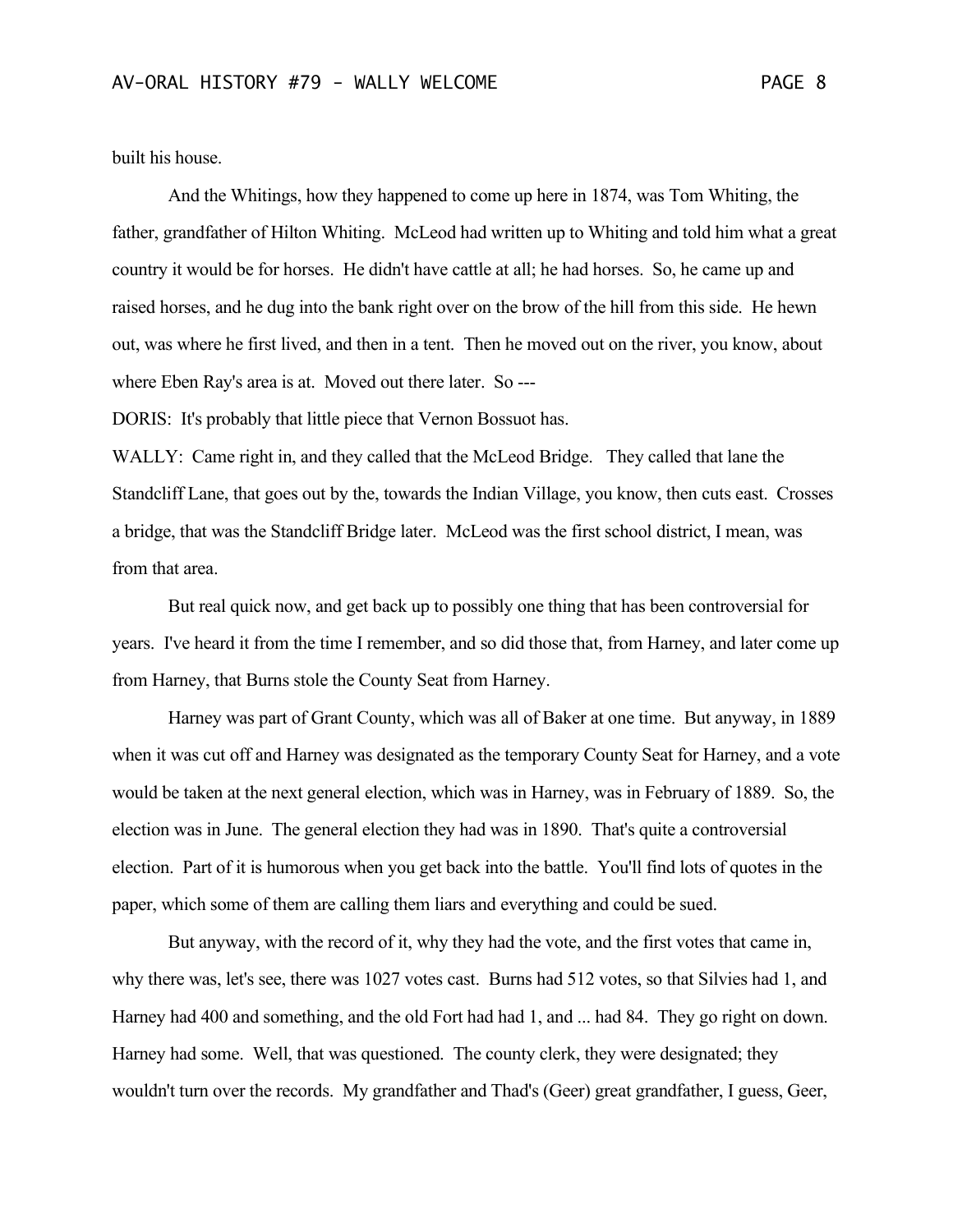built his house.

And the Whitings, how they happened to come up here in 1874, was Tom Whiting, the father, grandfather of Hilton Whiting. McLeod had written up to Whiting and told him what a great country it would be for horses. He didn't have cattle at all; he had horses. So, he came up and raised horses, and he dug into the bank right over on the brow of the hill from this side. He hewn out, was where he first lived, and then in a tent. Then he moved out on the river, you know, about where Eben Ray's area is at. Moved out there later. So ---

DORIS: It's probably that little piece that Vernon Bossuot has.

WALLY: Came right in, and they called that the McLeod Bridge. They called that lane the Standcliff Lane, that goes out by the, towards the Indian Village, you know, then cuts east. Crosses a bridge, that was the Standcliff Bridge later. McLeod was the first school district, I mean, was from that area.

But real quick now, and get back up to possibly one thing that has been controversial for years. I've heard it from the time I remember, and so did those that, from Harney, and later come up from Harney, that Burns stole the County Seat from Harney.

Harney was part of Grant County, which was all of Baker at one time. But anyway, in 1889 when it was cut off and Harney was designated as the temporary County Seat for Harney, and a vote would be taken at the next general election, which was in Harney, was in February of 1889. So, the election was in June. The general election they had was in 1890. That's quite a controversial election. Part of it is humorous when you get back into the battle. You'll find lots of quotes in the paper, which some of them are calling them liars and everything and could be sued.

But anyway, with the record of it, why they had the vote, and the first votes that came in, why there was, let's see, there was 1027 votes cast. Burns had 512 votes, so that Silvies had 1, and Harney had 400 and something, and the old Fort had had 1, and ... had 84. They go right on down. Harney had some. Well, that was questioned. The county clerk, they were designated; they wouldn't turn over the records. My grandfather and Thad's (Geer) great grandfather, I guess, Geer,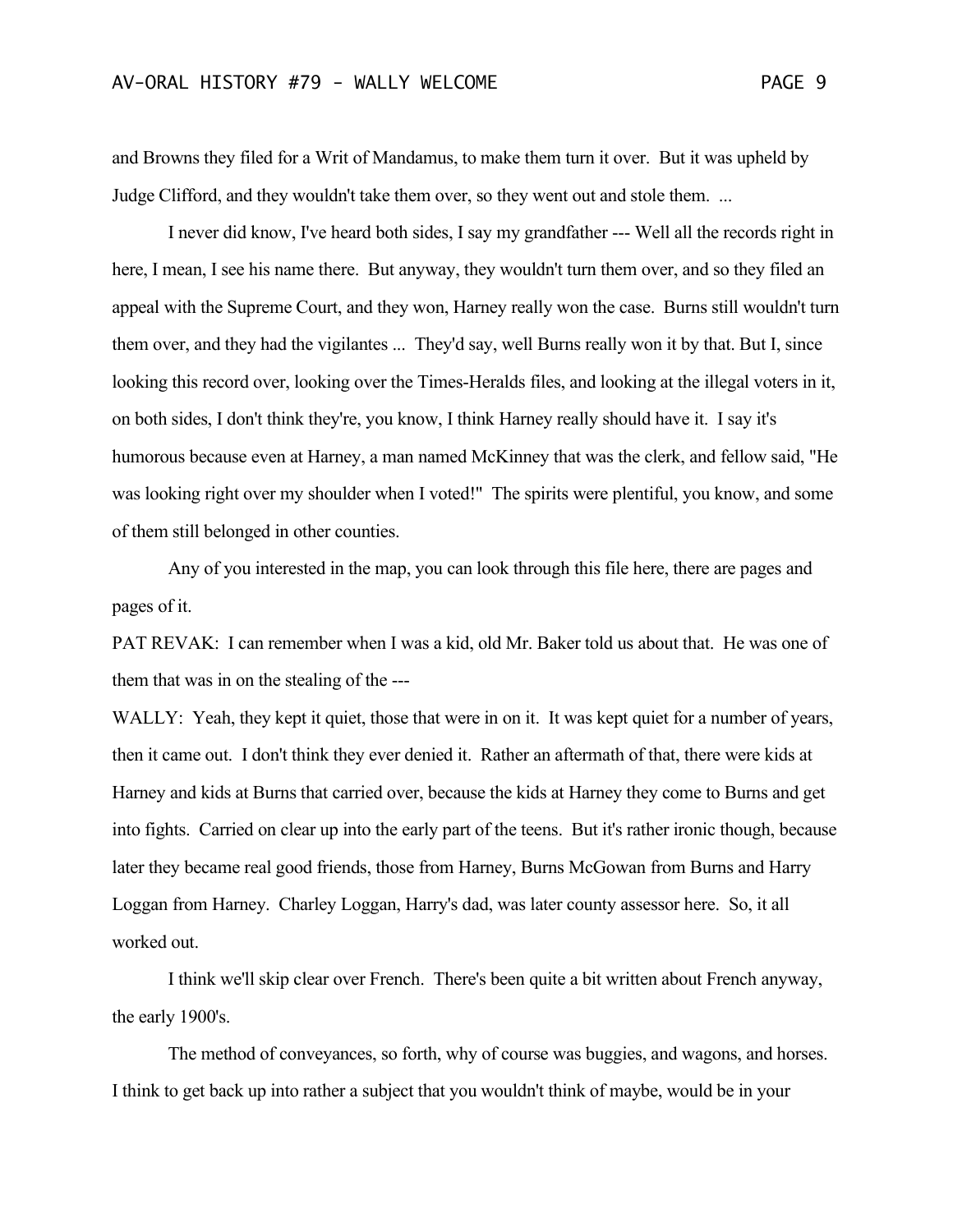and Browns they filed for a Writ of Mandamus, to make them turn it over. But it was upheld by Judge Clifford, and they wouldn't take them over, so they went out and stole them. ...

I never did know, I've heard both sides, I say my grandfather --- Well all the records right in here, I mean, I see his name there. But anyway, they wouldn't turn them over, and so they filed an appeal with the Supreme Court, and they won, Harney really won the case. Burns still wouldn't turn them over, and they had the vigilantes ... They'd say, well Burns really won it by that. But I, since looking this record over, looking over the Times-Heralds files, and looking at the illegal voters in it, on both sides, I don't think they're, you know, I think Harney really should have it. I say it's humorous because even at Harney, a man named McKinney that was the clerk, and fellow said, "He was looking right over my shoulder when I voted!" The spirits were plentiful, you know, and some of them still belonged in other counties.

Any of you interested in the map, you can look through this file here, there are pages and pages of it.

PAT REVAK: I can remember when I was a kid, old Mr. Baker told us about that. He was one of them that was in on the stealing of the ---

WALLY: Yeah, they kept it quiet, those that were in on it. It was kept quiet for a number of years, then it came out. I don't think they ever denied it. Rather an aftermath of that, there were kids at Harney and kids at Burns that carried over, because the kids at Harney they come to Burns and get into fights. Carried on clear up into the early part of the teens. But it's rather ironic though, because later they became real good friends, those from Harney, Burns McGowan from Burns and Harry Loggan from Harney. Charley Loggan, Harry's dad, was later county assessor here. So, it all worked out.

I think we'll skip clear over French. There's been quite a bit written about French anyway, the early 1900's.

The method of conveyances, so forth, why of course was buggies, and wagons, and horses. I think to get back up into rather a subject that you wouldn't think of maybe, would be in your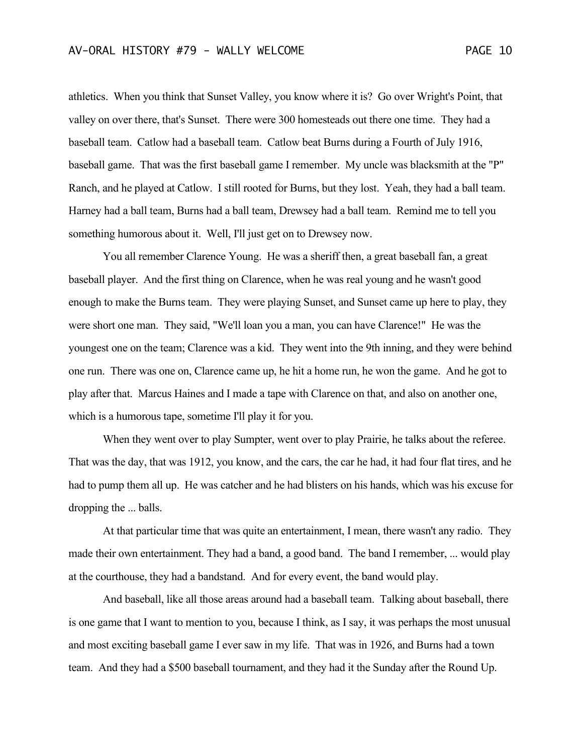athletics. When you think that Sunset Valley, you know where it is? Go over Wright's Point, that valley on over there, that's Sunset. There were 300 homesteads out there one time. They had a baseball team. Catlow had a baseball team. Catlow beat Burns during a Fourth of July 1916, baseball game. That was the first baseball game I remember. My uncle was blacksmith at the "P" Ranch, and he played at Catlow. I still rooted for Burns, but they lost. Yeah, they had a ball team. Harney had a ball team, Burns had a ball team, Drewsey had a ball team. Remind me to tell you something humorous about it. Well, I'll just get on to Drewsey now.

You all remember Clarence Young. He was a sheriff then, a great baseball fan, a great baseball player. And the first thing on Clarence, when he was real young and he wasn't good enough to make the Burns team. They were playing Sunset, and Sunset came up here to play, they were short one man. They said, "We'll loan you a man, you can have Clarence!" He was the youngest one on the team; Clarence was a kid. They went into the 9th inning, and they were behind one run. There was one on, Clarence came up, he hit a home run, he won the game. And he got to play after that. Marcus Haines and I made a tape with Clarence on that, and also on another one, which is a humorous tape, sometime I'll play it for you.

When they went over to play Sumpter, went over to play Prairie, he talks about the referee. That was the day, that was 1912, you know, and the cars, the car he had, it had four flat tires, and he had to pump them all up. He was catcher and he had blisters on his hands, which was his excuse for dropping the ... balls.

At that particular time that was quite an entertainment, I mean, there wasn't any radio. They made their own entertainment. They had a band, a good band. The band I remember, ... would play at the courthouse, they had a bandstand. And for every event, the band would play.

And baseball, like all those areas around had a baseball team. Talking about baseball, there is one game that I want to mention to you, because I think, as I say, it was perhaps the most unusual and most exciting baseball game I ever saw in my life. That was in 1926, and Burns had a town team. And they had a $500 baseball tournament, and they had it the Sunday after the Round Up.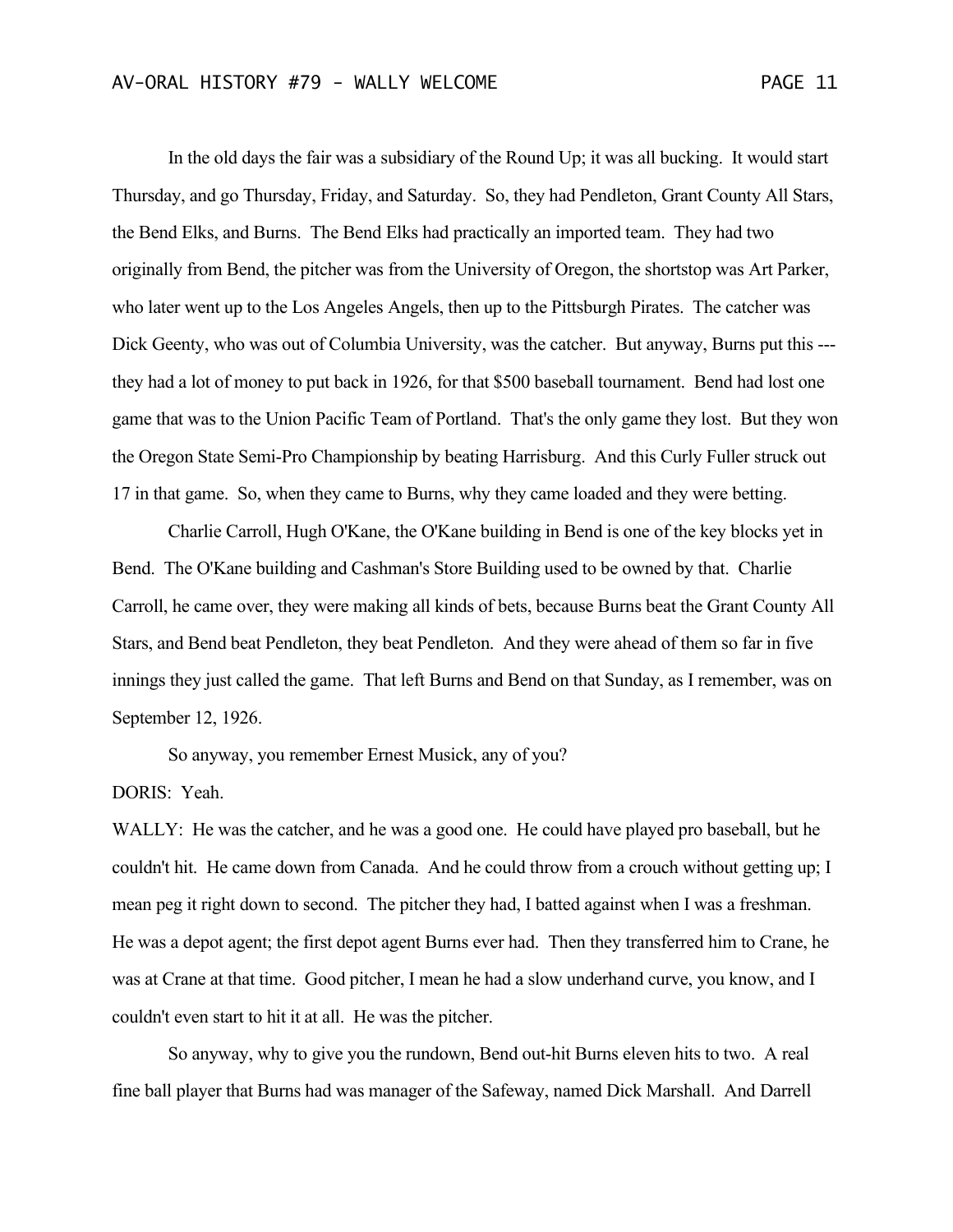In the old days the fair was a subsidiary of the Round Up; it was all bucking. It would start Thursday, and go Thursday, Friday, and Saturday. So, they had Pendleton, Grant County All Stars, the Bend Elks, and Burns. The Bend Elks had practically an imported team. They had two originally from Bend, the pitcher was from the University of Oregon, the shortstop was Art Parker, who later went up to the Los Angeles Angels, then up to the Pittsburgh Pirates. The catcher was Dick Geenty, who was out of Columbia University, was the catcher. But anyway, Burns put this --- they had a lot of money to put back in 1926, for that $500 baseball tournament. Bend had lost one game that was to the Union Pacific Team of Portland. That's the only game they lost. But they won the Oregon State Semi-Pro Championship by beating Harrisburg. And this Curly Fuller struck out 17 in that game. So, when they came to Burns, why they came loaded and they were betting.

Charlie Carroll, Hugh O'Kane, the O'Kane building in Bend is one of the key blocks yet in Bend. The O'Kane building and Cashman's Store Building used to be owned by that. Charlie Carroll, he came over, they were making all kinds of bets, because Burns beat the Grant County All Stars, and Bend beat Pendleton, they beat Pendleton. And they were ahead of them so far in five innings they just called the game. That left Burns and Bend on that Sunday, as I remember, was on September 12, 1926.

So anyway, you remember Ernest Musick, any of you?

DORIS: Yeah.

WALLY: He was the catcher, and he was a good one. He could have played pro baseball, but he couldn't hit. He came down from Canada. And he could throw from a crouch without getting up; I mean peg it right down to second. The pitcher they had, I batted against when I was a freshman. He was a depot agent; the first depot agent Burns ever had. Then they transferred him to Crane, he was at Crane at that time. Good pitcher, I mean he had a slow underhand curve, you know, and I couldn't even start to hit it at all. He was the pitcher.

So anyway, why to give you the rundown, Bend out-hit Burns eleven hits to two. A real fine ball player that Burns had was manager of the Safeway, named Dick Marshall. And Darrell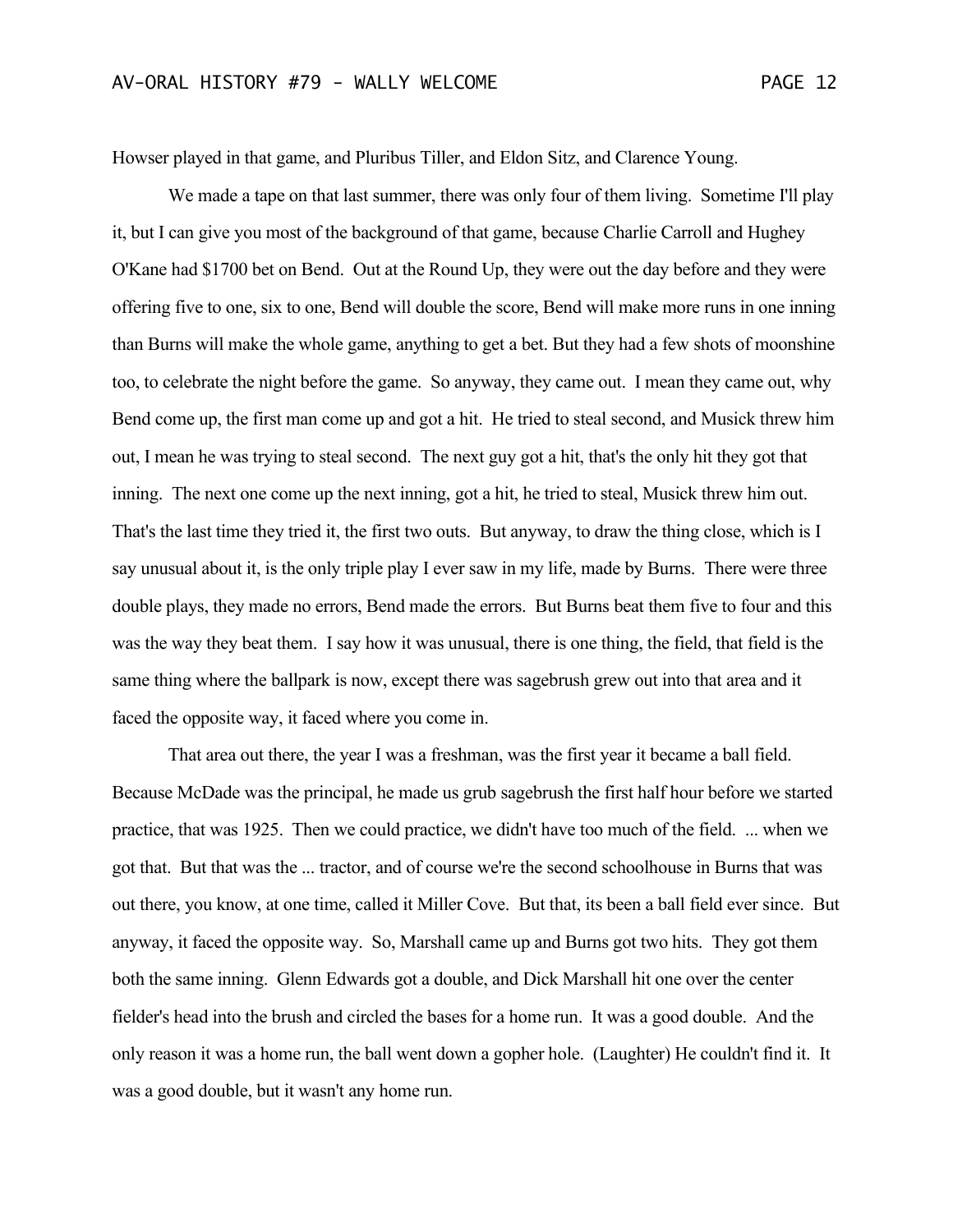Howser played in that game, and Pluribus Tiller, and Eldon Sitz, and Clarence Young.

We made a tape on that last summer, there was only four of them living. Sometime I'll play it, but I can give you most of the background of that game, because Charlie Carroll and Hughey O'Kane had $1700 bet on Bend. Out at the Round Up, they were out the day before and they were offering five to one, six to one, Bend will double the score, Bend will make more runs in one inning than Burns will make the whole game, anything to get a bet. But they had a few shots of moonshine too, to celebrate the night before the game. So anyway, they came out. I mean they came out, why Bend come up, the first man come up and got a hit. He tried to steal second, and Musick threw him out, I mean he was trying to steal second. The next guy got a hit, that's the only hit they got that inning. The next one come up the next inning, got a hit, he tried to steal, Musick threw him out. That's the last time they tried it, the first two outs. But anyway, to draw the thing close, which is I say unusual about it, is the only triple play I ever saw in my life, made by Burns. There were three double plays, they made no errors, Bend made the errors. But Burns beat them five to four and this was the way they beat them. I say how it was unusual, there is one thing, the field, that field is the same thing where the ballpark is now, except there was sagebrush grew out into that area and it faced the opposite way, it faced where you come in.

That area out there, the year I was a freshman, was the first year it became a ball field. Because McDade was the principal, he made us grub sagebrush the first half hour before we started practice, that was 1925. Then we could practice, we didn't have too much of the field. ... when we got that. But that was the ... tractor, and of course we're the second schoolhouse in Burns that was out there, you know, at one time, called it Miller Cove. But that, its been a ball field ever since. But anyway, it faced the opposite way. So, Marshall came up and Burns got two hits. They got them both the same inning. Glenn Edwards got a double, and Dick Marshall hit one over the center fielder's head into the brush and circled the bases for a home run. It was a good double. And the only reason it was a home run, the ball went down a gopher hole. (Laughter) He couldn't find it. It was a good double, but it wasn't any home run.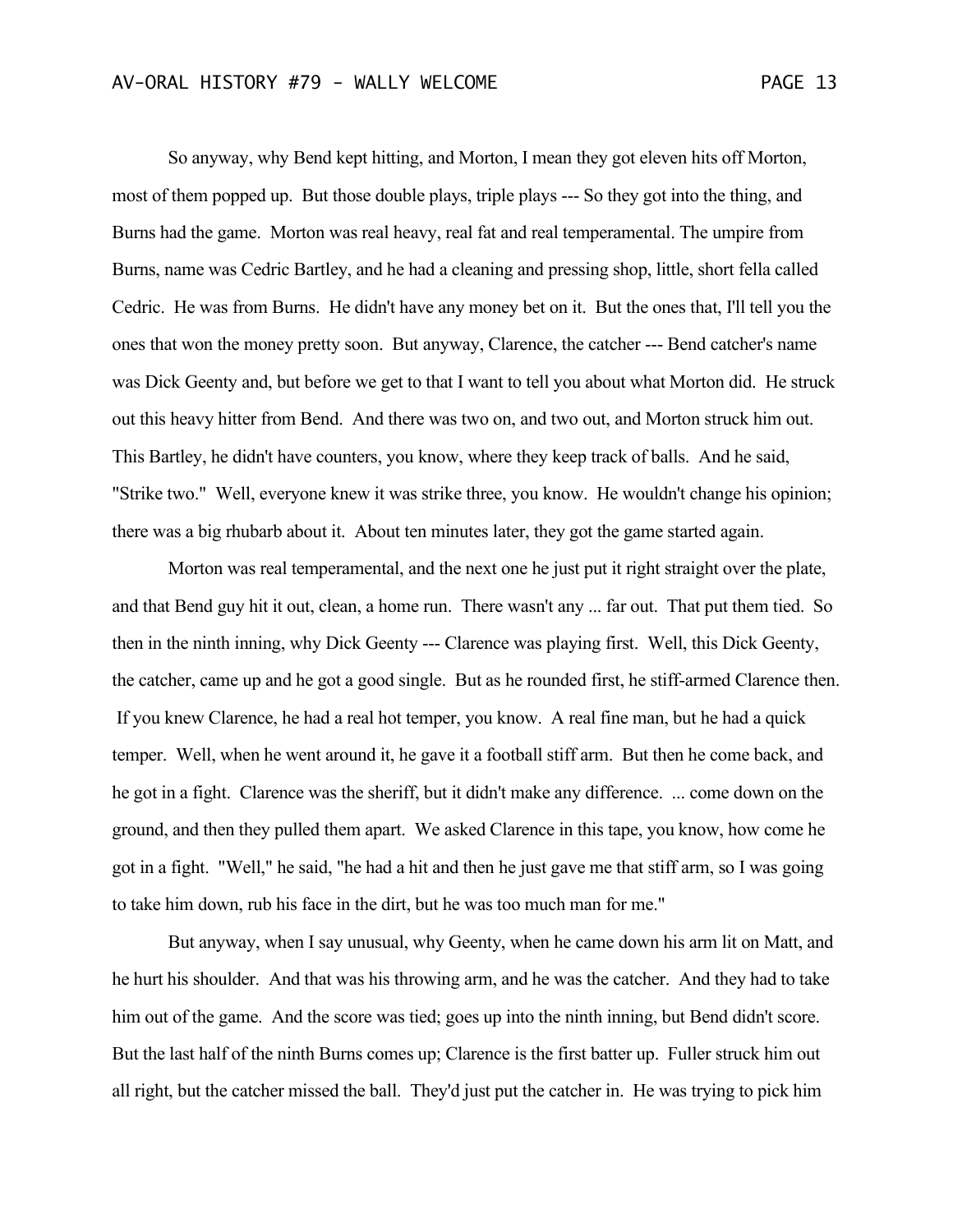So anyway, why Bend kept hitting, and Morton, I mean they got eleven hits off Morton, most of them popped up. But those double plays, triple plays --- So they got into the thing, and Burns had the game. Morton was real heavy, real fat and real temperamental. The umpire from Burns, name was Cedric Bartley, and he had a cleaning and pressing shop, little, short fella called Cedric. He was from Burns. He didn't have any money bet on it. But the ones that, I'll tell you the ones that won the money pretty soon. But anyway, Clarence, the catcher --- Bend catcher's name was Dick Geenty and, but before we get to that I want to tell you about what Morton did. He struck out this heavy hitter from Bend. And there was two on, and two out, and Morton struck him out. This Bartley, he didn't have counters, you know, where they keep track of balls. And he said, "Strike two." Well, everyone knew it was strike three, you know. He wouldn't change his opinion; there was a big rhubarb about it. About ten minutes later, they got the game started again.

Morton was real temperamental, and the next one he just put it right straight over the plate, and that Bend guy hit it out, clean, a home run. There wasn't any ... far out. That put them tied. So then in the ninth inning, why Dick Geenty --- Clarence was playing first. Well, this Dick Geenty, the catcher, came up and he got a good single. But as he rounded first, he stiff-armed Clarence then. If you knew Clarence, he had a real hot temper, you know. A real fine man, but he had a quick temper. Well, when he went around it, he gave it a football stiff arm. But then he come back, and he got in a fight. Clarence was the sheriff, but it didn't make any difference. ... come down on the ground, and then they pulled them apart. We asked Clarence in this tape, you know, how come he got in a fight. "Well," he said, "he had a hit and then he just gave me that stiff arm, so I was going to take him down, rub his face in the dirt, but he was too much man for me."

But anyway, when I say unusual, why Geenty, when he came down his arm lit on Matt, and he hurt his shoulder. And that was his throwing arm, and he was the catcher. And they had to take him out of the game. And the score was tied; goes up into the ninth inning, but Bend didn't score. But the last half of the ninth Burns comes up; Clarence is the first batter up. Fuller struck him out all right, but the catcher missed the ball. They'd just put the catcher in. He was trying to pick him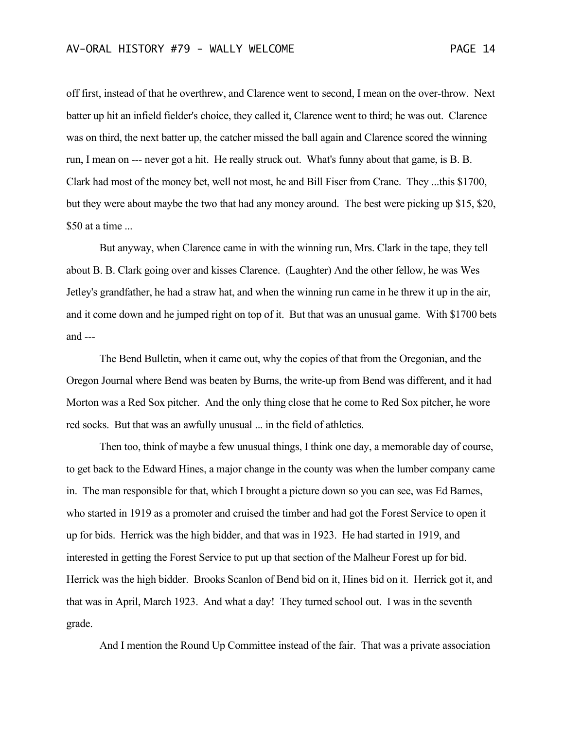off first, instead of that he overthrew, and Clarence went to second, I mean on the over-throw. Next batter up hit an infield fielder's choice, they called it, Clarence went to third; he was out. Clarence was on third, the next batter up, the catcher missed the ball again and Clarence scored the winning run, I mean on --- never got a hit. He really struck out. What's funny about that game, is B. B. Clark had most of the money bet, well not most, he and Bill Fiser from Crane. They ...this $1700, but they were about maybe the two that had any money around. The best were picking up $15, $20, $50 at a time ...

But anyway, when Clarence came in with the winning run, Mrs. Clark in the tape, they tell about B. B. Clark going over and kisses Clarence. (Laughter) And the other fellow, he was Wes Jetley's grandfather, he had a straw hat, and when the winning run came in he threw it up in the air, and it come down and he jumped right on top of it. But that was an unusual game. With $1700 bets and ---

The Bend Bulletin, when it came out, why the copies of that from the Oregonian, and the Oregon Journal where Bend was beaten by Burns, the write-up from Bend was different, and it had Morton was a Red Sox pitcher. And the only thing close that he come to Red Sox pitcher, he wore red socks. But that was an awfully unusual ... in the field of athletics.

Then too, think of maybe a few unusual things, I think one day, a memorable day of course, to get back to the Edward Hines, a major change in the county was when the lumber company came in. The man responsible for that, which I brought a picture down so you can see, was Ed Barnes, who started in 1919 as a promoter and cruised the timber and had got the Forest Service to open it up for bids. Herrick was the high bidder, and that was in 1923. He had started in 1919, and interested in getting the Forest Service to put up that section of the Malheur Forest up for bid. Herrick was the high bidder. Brooks Scanlon of Bend bid on it, Hines bid on it. Herrick got it, and that was in April, March 1923. And what a day! They turned school out. I was in the seventh grade.

And I mention the Round Up Committee instead of the fair. That was a private association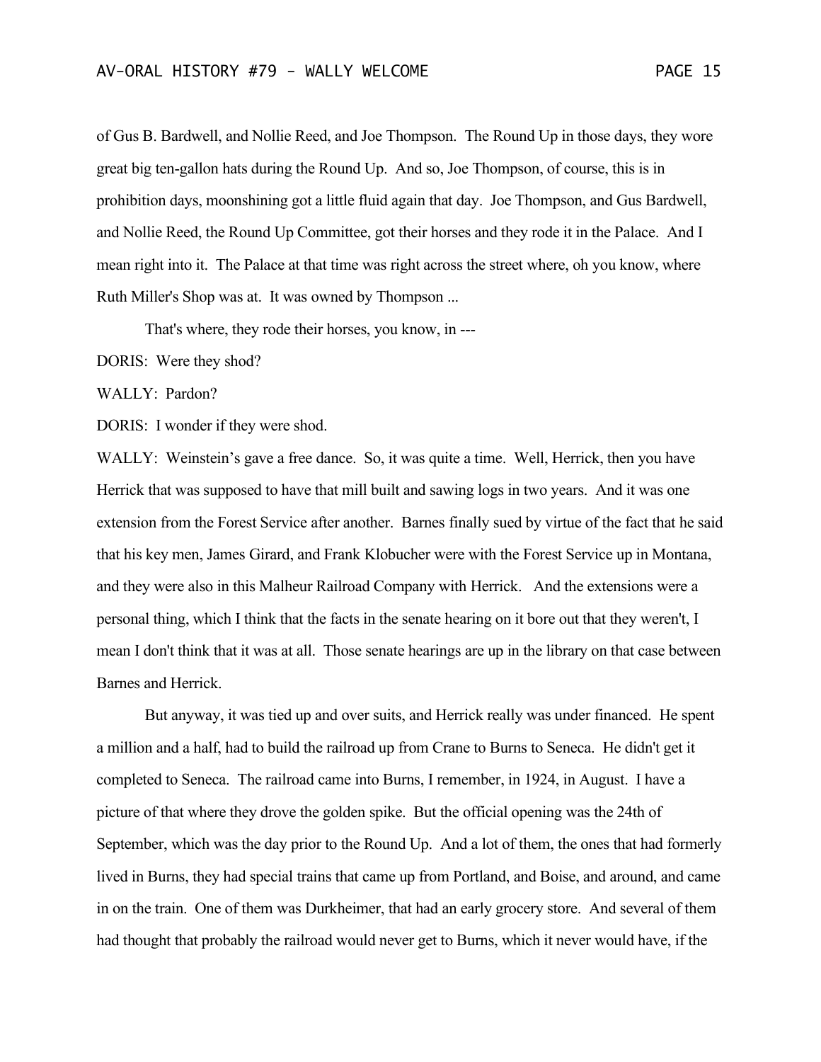of Gus B. Bardwell, and Nollie Reed, and Joe Thompson. The Round Up in those days, they wore great big ten-gallon hats during the Round Up. And so, Joe Thompson, of course, this is in prohibition days, moonshining got a little fluid again that day. Joe Thompson, and Gus Bardwell, and Nollie Reed, the Round Up Committee, got their horses and they rode it in the Palace. And I mean right into it. The Palace at that time was right across the street where, oh you know, where Ruth Miller's Shop was at. It was owned by Thompson ...

That's where, they rode their horses, you know, in ---

DORIS: Were they shod?

WALLY: Pardon?

DORIS: I wonder if they were shod.

WALLY: Weinstein's gave a free dance. So, it was quite a time. Well, Herrick, then you have Herrick that was supposed to have that mill built and sawing logs in two years. And it was one extension from the Forest Service after another. Barnes finally sued by virtue of the fact that he said that his key men, James Girard, and Frank Klobucher were with the Forest Service up in Montana, and they were also in this Malheur Railroad Company with Herrick. And the extensions were a personal thing, which I think that the facts in the senate hearing on it bore out that they weren't, I mean I don't think that it was at all. Those senate hearings are up in the library on that case between Barnes and Herrick.

But anyway, it was tied up and over suits, and Herrick really was under financed. He spent a million and a half, had to build the railroad up from Crane to Burns to Seneca. He didn't get it completed to Seneca. The railroad came into Burns, I remember, in 1924, in August. I have a picture of that where they drove the golden spike. But the official opening was the 24th of September, which was the day prior to the Round Up. And a lot of them, the ones that had formerly lived in Burns, they had special trains that came up from Portland, and Boise, and around, and came in on the train. One of them was Durkheimer, that had an early grocery store. And several of them had thought that probably the railroad would never get to Burns, which it never would have, if the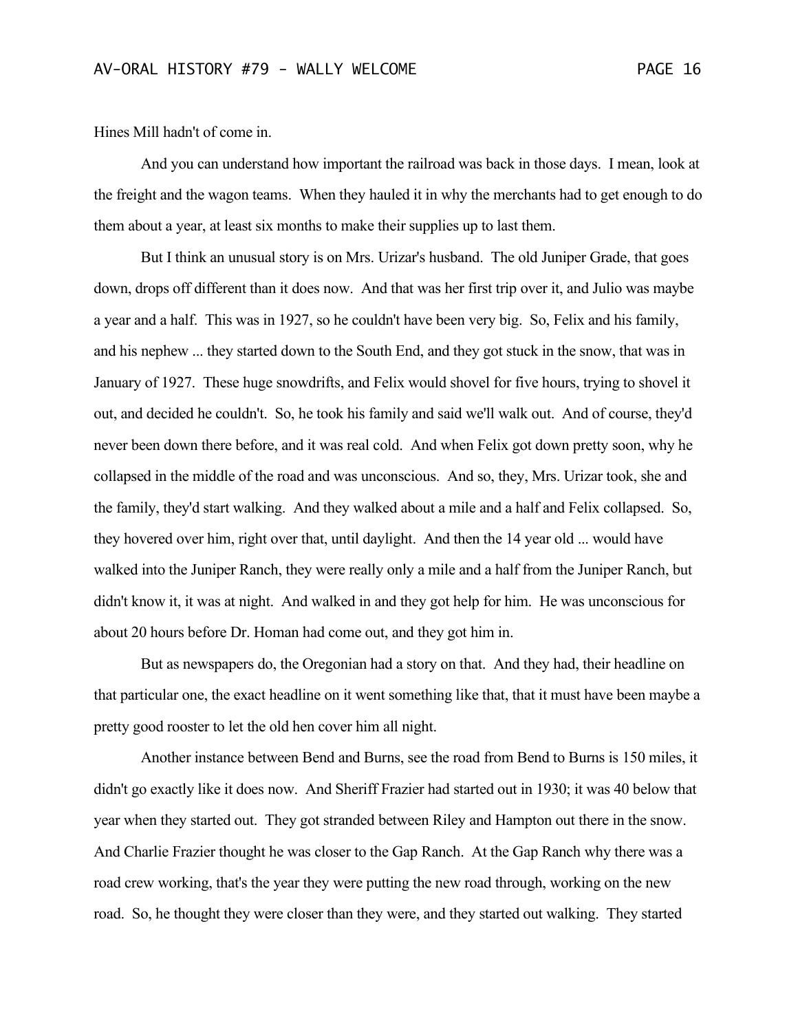Hines Mill hadn't of come in.

And you can understand how important the railroad was back in those days. I mean, look at the freight and the wagon teams. When they hauled it in why the merchants had to get enough to do them about a year, at least six months to make their supplies up to last them.

But I think an unusual story is on Mrs. Urizar's husband. The old Juniper Grade, that goes down, drops off different than it does now. And that was her first trip over it, and Julio was maybe a year and a half. This was in 1927, so he couldn't have been very big. So, Felix and his family, and his nephew ... they started down to the South End, and they got stuck in the snow, that was in January of 1927. These huge snowdrifts, and Felix would shovel for five hours, trying to shovel it out, and decided he couldn't. So, he took his family and said we'll walk out. And of course, they'd never been down there before, and it was real cold. And when Felix got down pretty soon, why he collapsed in the middle of the road and was unconscious. And so, they, Mrs. Urizar took, she and the family, they'd start walking. And they walked about a mile and a half and Felix collapsed. So, they hovered over him, right over that, until daylight. And then the 14 year old ... would have walked into the Juniper Ranch, they were really only a mile and a half from the Juniper Ranch, but didn't know it, it was at night. And walked in and they got help for him. He was unconscious for about 20 hours before Dr. Homan had come out, and they got him in.

But as newspapers do, the Oregonian had a story on that. And they had, their headline on that particular one, the exact headline on it went something like that, that it must have been maybe a pretty good rooster to let the old hen cover him all night.

Another instance between Bend and Burns, see the road from Bend to Burns is 150 miles, it didn't go exactly like it does now. And Sheriff Frazier had started out in 1930; it was 40 below that year when they started out. They got stranded between Riley and Hampton out there in the snow. And Charlie Frazier thought he was closer to the Gap Ranch. At the Gap Ranch why there was a road crew working, that's the year they were putting the new road through, working on the new road. So, he thought they were closer than they were, and they started out walking. They started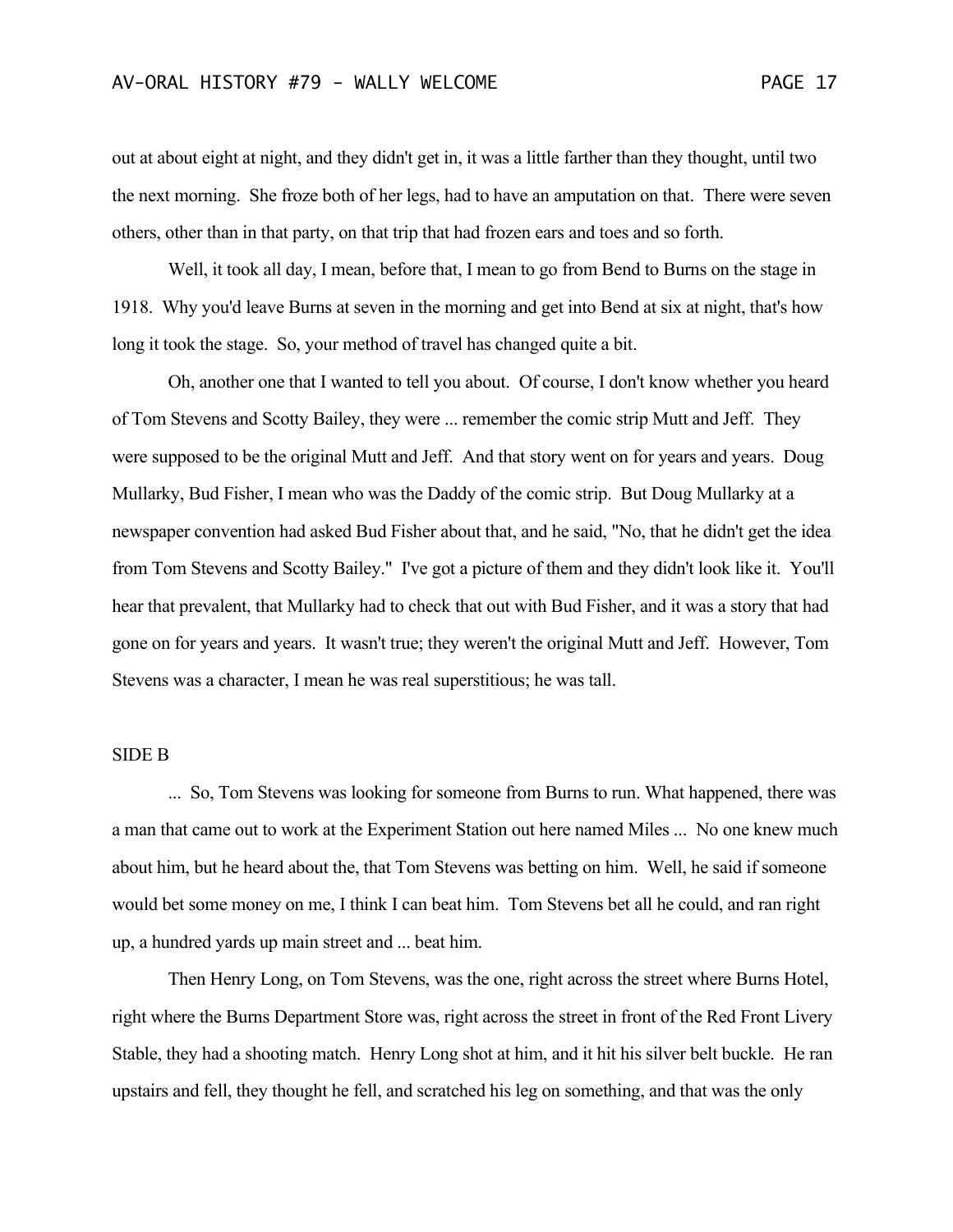out at about eight at night, and they didn't get in, it was a little farther than they thought, until two the next morning. She froze both of her legs, had to have an amputation on that. There were seven others, other than in that party, on that trip that had frozen ears and toes and so forth.

Well, it took all day, I mean, before that, I mean to go from Bend to Burns on the stage in 1918. Why you'd leave Burns at seven in the morning and get into Bend at six at night, that's how long it took the stage. So, your method of travel has changed quite a bit.

Oh, another one that I wanted to tell you about. Of course, I don't know whether you heard of Tom Stevens and Scotty Bailey, they were ... remember the comic strip Mutt and Jeff. They were supposed to be the original Mutt and Jeff. And that story went on for years and years. Doug Mullarky, Bud Fisher, I mean who was the Daddy of the comic strip. But Doug Mullarky at a newspaper convention had asked Bud Fisher about that, and he said, "No, that he didn't get the idea from Tom Stevens and Scotty Bailey." I've got a picture of them and they didn't look like it. You'll hear that prevalent, that Mullarky had to check that out with Bud Fisher, and it was a story that had gone on for years and years. It wasn't true; they weren't the original Mutt and Jeff. However, Tom Stevens was a character, I mean he was real superstitious; he was tall.

SIDE B

... So, Tom Stevens was looking for someone from Burns to run. What happened, there was a man that came out to work at the Experiment Station out here named Miles ... No one knew much about him, but he heard about the, that Tom Stevens was betting on him. Well, he said if someone would bet some money on me, I think I can beat him. Tom Stevens bet all he could, and ran right up, a hundred yards up main street and ... beat him.

Then Henry Long, on Tom Stevens, was the one, right across the street where Burns Hotel, right where the Burns Department Store was, right across the street in front of the Red Front Livery Stable, they had a shooting match. Henry Long shot at him, and it hit his silver belt buckle. He ran upstairs and fell, they thought he fell, and scratched his leg on something, and that was the only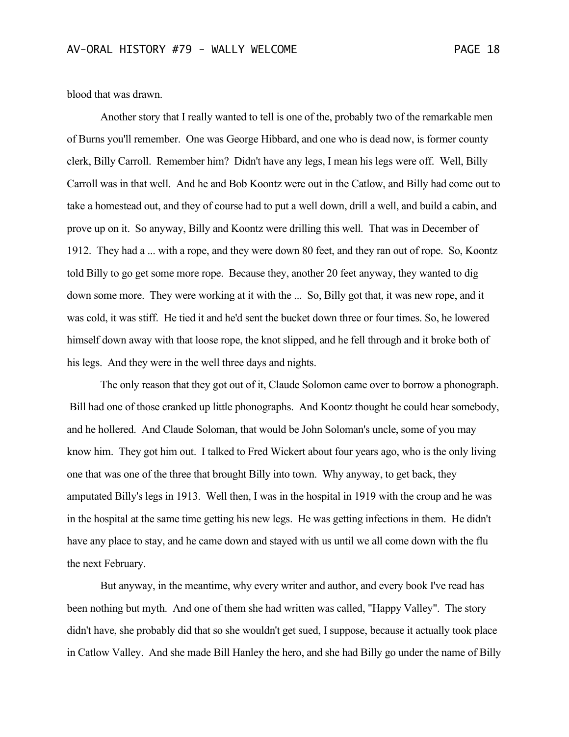blood that was drawn.

Another story that I really wanted to tell is one of the, probably two of the remarkable men of Burns you'll remember. One was George Hibbard, and one who is dead now, is former county clerk, Billy Carroll. Remember him? Didn't have any legs, I mean his legs were off. Well, Billy Carroll was in that well. And he and Bob Koontz were out in the Catlow, and Billy had come out to take a homestead out, and they of course had to put a well down, drill a well, and build a cabin, and prove up on it. So anyway, Billy and Koontz were drilling this well. That was in December of 1912. They had a ... with a rope, and they were down 80 feet, and they ran out of rope. So, Koontz told Billy to go get some more rope. Because they, another 20 feet anyway, they wanted to dig down some more. They were working at it with the ... So, Billy got that, it was new rope, and it was cold, it was stiff. He tied it and he'd sent the bucket down three or four times. So, he lowered himself down away with that loose rope, the knot slipped, and he fell through and it broke both of his legs. And they were in the well three days and nights.

The only reason that they got out of it, Claude Solomon came over to borrow a phonograph. Bill had one of those cranked up little phonographs. And Koontz thought he could hear somebody, and he hollered. And Claude Soloman, that would be John Soloman's uncle, some of you may know him. They got him out. I talked to Fred Wickert about four years ago, who is the only living one that was one of the three that brought Billy into town. Why anyway, to get back, they amputated Billy's legs in 1913. Well then, I was in the hospital in 1919 with the croup and he was in the hospital at the same time getting his new legs. He was getting infections in them. He didn't have any place to stay, and he came down and stayed with us until we all come down with the flu the next February.

But anyway, in the meantime, why every writer and author, and every book I've read has been nothing but myth. And one of them she had written was called, "Happy Valley". The story didn't have, she probably did that so she wouldn't get sued, I suppose, because it actually took place in Catlow Valley. And she made Bill Hanley the hero, and she had Billy go under the name of Billy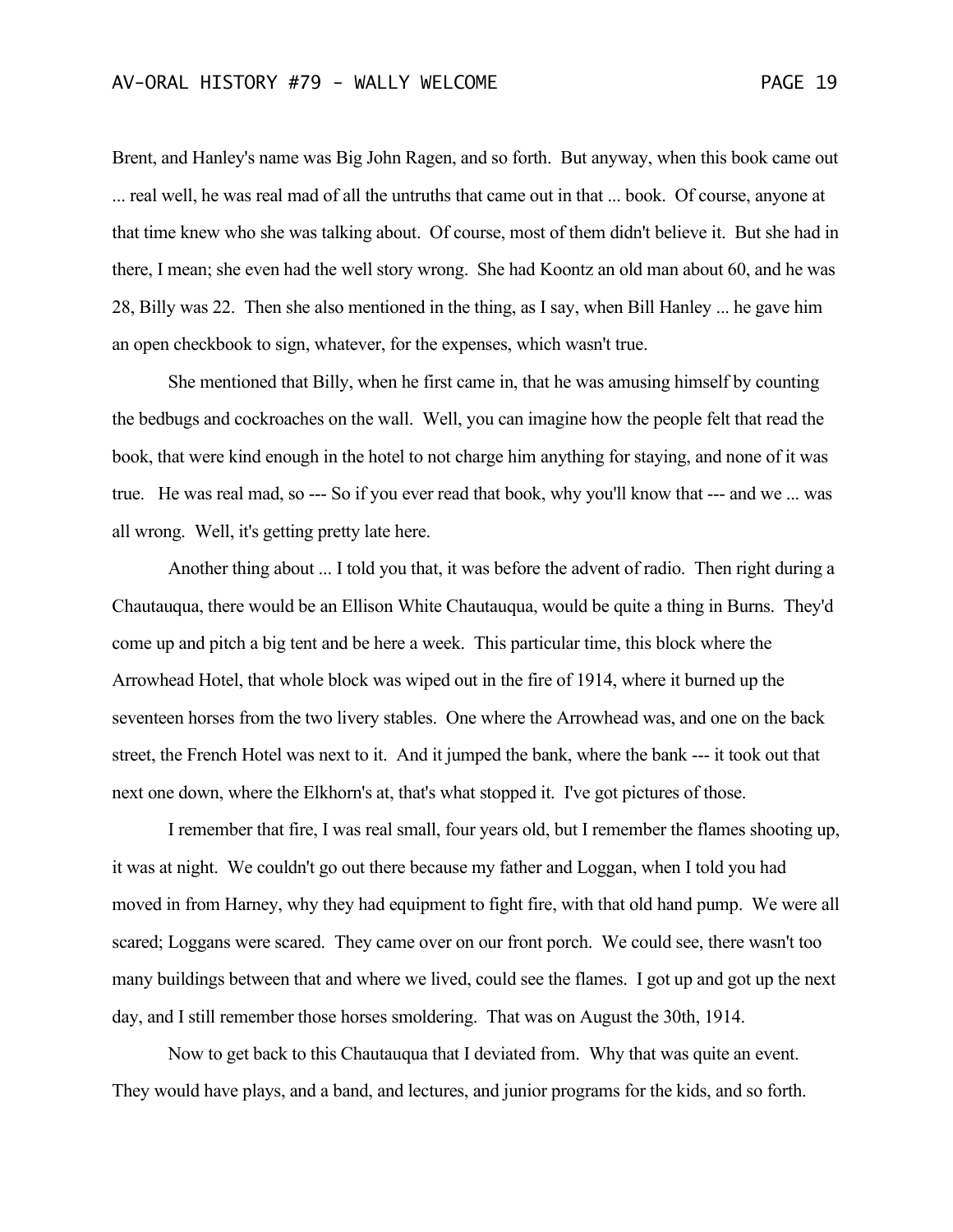Brent, and Hanley's name was Big John Ragen, and so forth. But anyway, when this book came out ... real well, he was real mad of all the untruths that came out in that ... book. Of course, anyone at that time knew who she was talking about. Of course, most of them didn't believe it. But she had in there, I mean; she even had the well story wrong. She had Koontz an old man about 60, and he was 28, Billy was 22. Then she also mentioned in the thing, as I say, when Bill Hanley ... he gave him an open checkbook to sign, whatever, for the expenses, which wasn't true.

She mentioned that Billy, when he first came in, that he was amusing himself by counting the bedbugs and cockroaches on the wall. Well, you can imagine how the people felt that read the book, that were kind enough in the hotel to not charge him anything for staying, and none of it was true. He was real mad, so --- So if you ever read that book, why you'll know that --- and we ... was all wrong. Well, it's getting pretty late here.

Another thing about ... I told you that, it was before the advent of radio. Then right during a Chautauqua, there would be an Ellison White Chautauqua, would be quite a thing in Burns. They'd come up and pitch a big tent and be here a week. This particular time, this block where the Arrowhead Hotel, that whole block was wiped out in the fire of 1914, where it burned up the seventeen horses from the two livery stables. One where the Arrowhead was, and one on the back street, the French Hotel was next to it. And it jumped the bank, where the bank --- it took out that next one down, where the Elkhorn's at, that's what stopped it. I've got pictures of those.

I remember that fire, I was real small, four years old, but I remember the flames shooting up, it was at night. We couldn't go out there because my father and Loggan, when I told you had moved in from Harney, why they had equipment to fight fire, with that old hand pump. We were all scared; Loggans were scared. They came over on our front porch. We could see, there wasn't too many buildings between that and where we lived, could see the flames. I got up and got up the next day, and I still remember those horses smoldering. That was on August the 30th, 1914.

Now to get back to this Chautauqua that I deviated from. Why that was quite an event. They would have plays, and a band, and lectures, and junior programs for the kids, and so forth.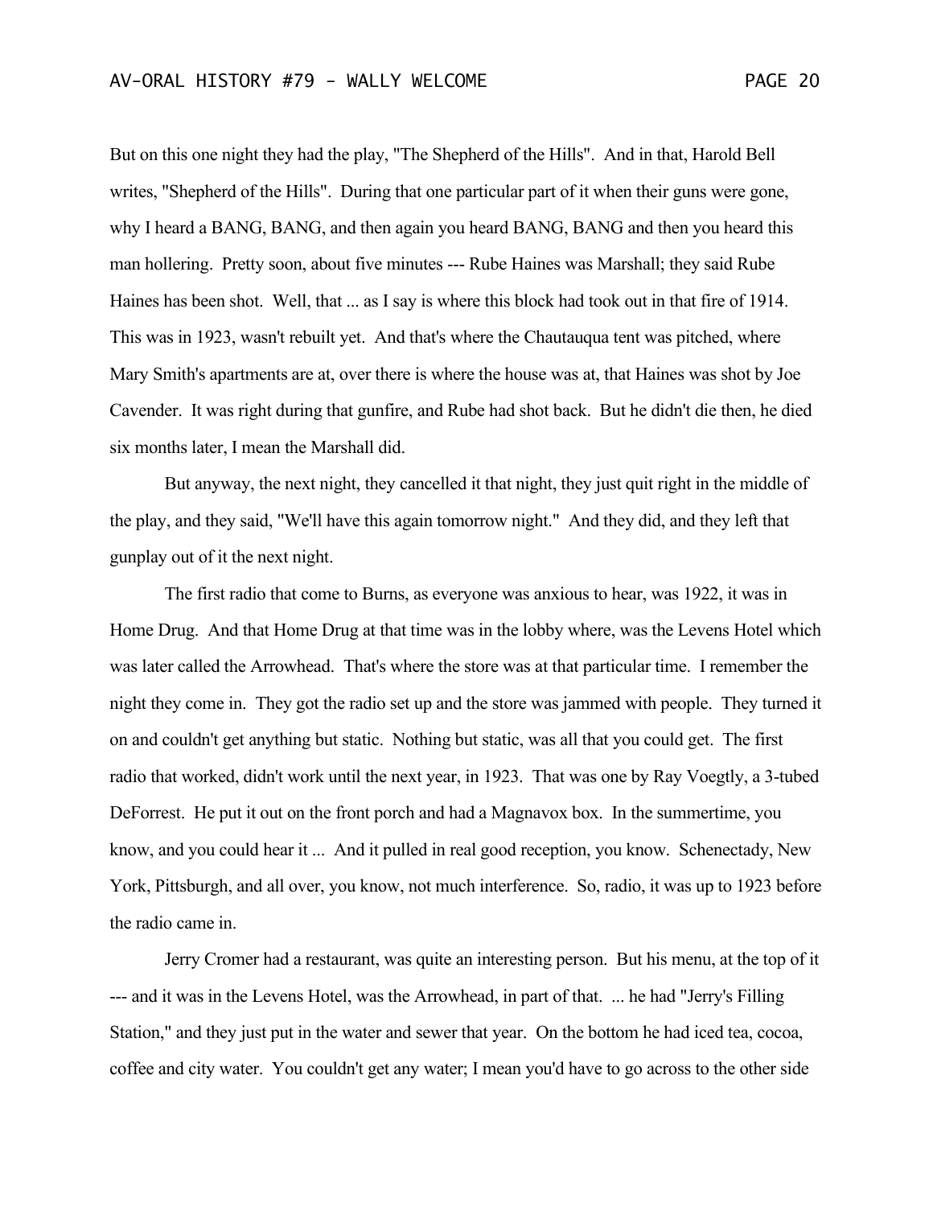But on this one night they had the play, "The Shepherd of the Hills". And in that, Harold Bell writes, "Shepherd of the Hills". During that one particular part of it when their guns were gone, why I heard a BANG, BANG, and then again you heard BANG, BANG and then you heard this man hollering. Pretty soon, about five minutes --- Rube Haines was Marshall; they said Rube Haines has been shot. Well, that ... as I say is where this block had took out in that fire of 1914. This was in 1923, wasn't rebuilt yet. And that's where the Chautauqua tent was pitched, where Mary Smith's apartments are at, over there is where the house was at, that Haines was shot by Joe Cavender. It was right during that gunfire, and Rube had shot back. But he didn't die then, he died six months later, I mean the Marshall did.

But anyway, the next night, they cancelled it that night, they just quit right in the middle of the play, and they said, "We'll have this again tomorrow night." And they did, and they left that gunplay out of it the next night.

The first radio that come to Burns, as everyone was anxious to hear, was 1922, it was in Home Drug. And that Home Drug at that time was in the lobby where, was the Levens Hotel which was later called the Arrowhead. That's where the store was at that particular time. I remember the night they come in. They got the radio set up and the store was jammed with people. They turned it on and couldn't get anything but static. Nothing but static, was all that you could get. The first radio that worked, didn't work until the next year, in 1923. That was one by Ray Voegtly, a 3-tubed DeForrest. He put it out on the front porch and had a Magnavox box. In the summertime, you know, and you could hear it ... And it pulled in real good reception, you know. Schenectady, New York, Pittsburgh, and all over, you know, not much interference. So, radio, it was up to 1923 before the radio came in.

Jerry Cromer had a restaurant, was quite an interesting person. But his menu, at the top of it --- and it was in the Levens Hotel, was the Arrowhead, in part of that. ... he had "Jerry's Filling Station," and they just put in the water and sewer that year. On the bottom he had iced tea, cocoa, coffee and city water. You couldn't get any water; I mean you'd have to go across to the other side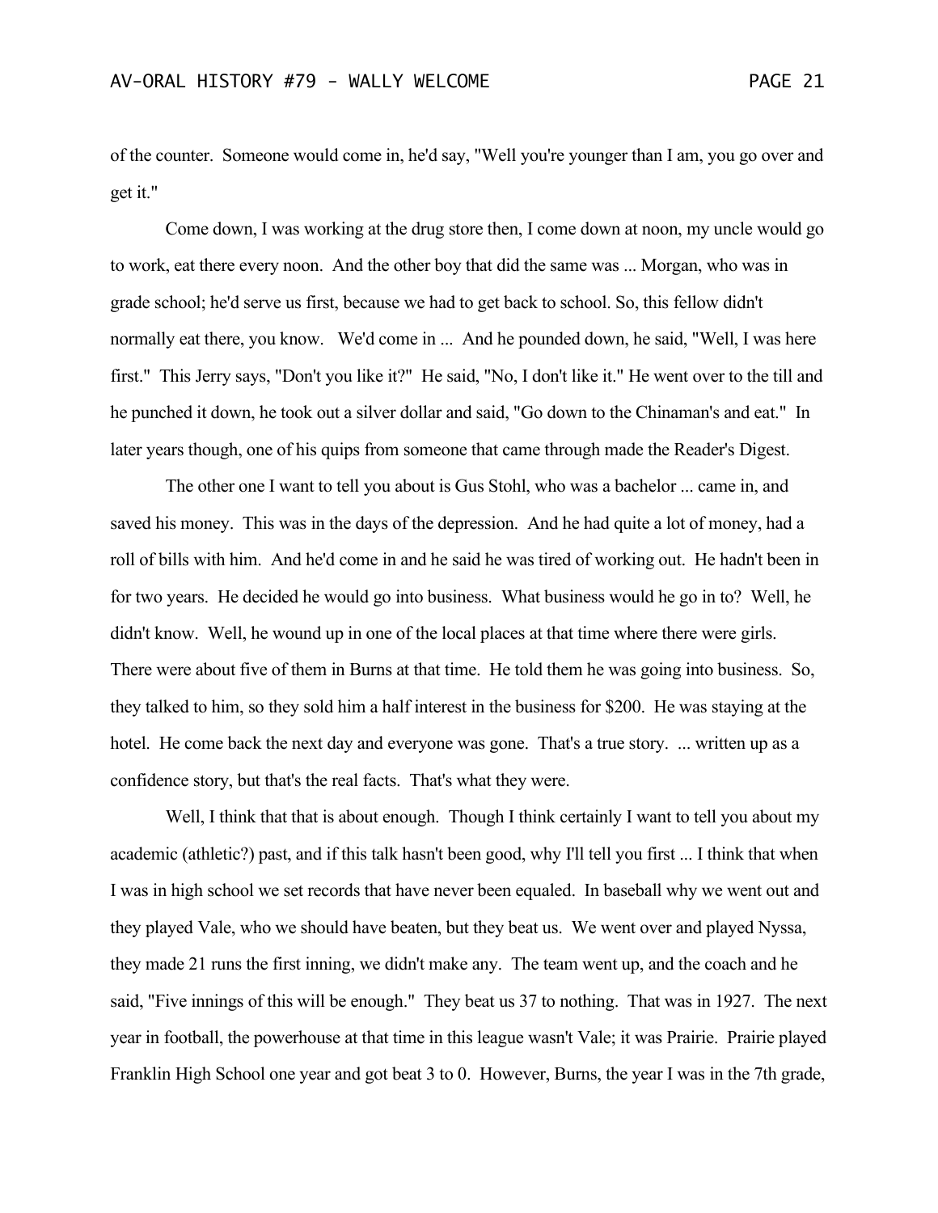of the counter. Someone would come in, he'd say, "Well you're younger than I am, you go over and get it."

Come down, I was working at the drug store then, I come down at noon, my uncle would go to work, eat there every noon. And the other boy that did the same was ... Morgan, who was in grade school; he'd serve us first, because we had to get back to school. So, this fellow didn't normally eat there, you know. We'd come in ... And he pounded down, he said, "Well, I was here first." This Jerry says, "Don't you like it?" He said, "No, I don't like it." He went over to the till and he punched it down, he took out a silver dollar and said, "Go down to the Chinaman's and eat." In later years though, one of his quips from someone that came through made the Reader's Digest.

The other one I want to tell you about is Gus Stohl, who was a bachelor ... came in, and saved his money. This was in the days of the depression. And he had quite a lot of money, had a roll of bills with him. And he'd come in and he said he was tired of working out. He hadn't been in for two years. He decided he would go into business. What business would he go in to? Well, he didn't know. Well, he wound up in one of the local places at that time where there were girls. There were about five of them in Burns at that time. He told them he was going into business. So, they talked to him, so they sold him a half interest in the business for $200. He was staying at the hotel. He come back the next day and everyone was gone. That's a true story. ... written up as a confidence story, but that's the real facts. That's what they were.

Well, I think that that is about enough. Though I think certainly I want to tell you about my academic (athletic?) past, and if this talk hasn't been good, why I'll tell you first ... I think that when I was in high school we set records that have never been equaled. In baseball why we went out and they played Vale, who we should have beaten, but they beat us. We went over and played Nyssa, they made 21 runs the first inning, we didn't make any. The team went up, and the coach and he said, "Five innings of this will be enough." They beat us 37 to nothing. That was in 1927. The next year in football, the powerhouse at that time in this league wasn't Vale; it was Prairie. Prairie played Franklin High School one year and got beat 3 to 0. However, Burns, the year I was in the 7th grade,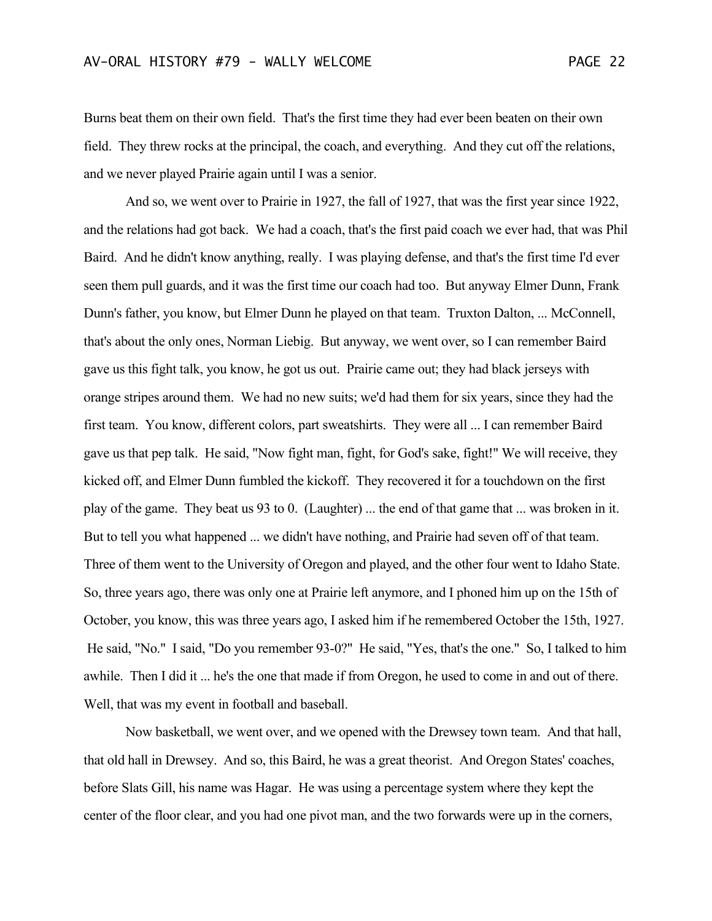Burns beat them on their own field. That's the first time they had ever been beaten on their own field. They threw rocks at the principal, the coach, and everything. And they cut off the relations, and we never played Prairie again until I was a senior.

And so, we went over to Prairie in 1927, the fall of 1927, that was the first year since 1922, and the relations had got back. We had a coach, that's the first paid coach we ever had, that was Phil Baird. And he didn't know anything, really. I was playing defense, and that's the first time I'd ever seen them pull guards, and it was the first time our coach had too. But anyway Elmer Dunn, Frank Dunn's father, you know, but Elmer Dunn he played on that team. Truxton Dalton, ... McConnell, that's about the only ones, Norman Liebig. But anyway, we went over, so I can remember Baird gave us this fight talk, you know, he got us out. Prairie came out; they had black jerseys with orange stripes around them. We had no new suits; we'd had them for six years, since they had the first team. You know, different colors, part sweatshirts. They were all ... I can remember Baird gave us that pep talk. He said, "Now fight man, fight, for God's sake, fight!" We will receive, they kicked off, and Elmer Dunn fumbled the kickoff. They recovered it for a touchdown on the first play of the game. They beat us 93 to 0. (Laughter) ... the end of that game that ... was broken in it. But to tell you what happened ... we didn't have nothing, and Prairie had seven off of that team. Three of them went to the University of Oregon and played, and the other four went to Idaho State. So, three years ago, there was only one at Prairie left anymore, and I phoned him up on the 15th of October, you know, this was three years ago, I asked him if he remembered October the 15th, 1927. He said, "No." I said, "Do you remember 93-0?" He said, "Yes, that's the one." So, I talked to him awhile. Then I did it ... he's the one that made if from Oregon, he used to come in and out of there. Well, that was my event in football and baseball.

Now basketball, we went over, and we opened with the Drewsey town team. And that hall, that old hall in Drewsey. And so, this Baird, he was a great theorist. And Oregon States' coaches, before Slats Gill, his name was Hagar. He was using a percentage system where they kept the center of the floor clear, and you had one pivot man, and the two forwards were up in the corners,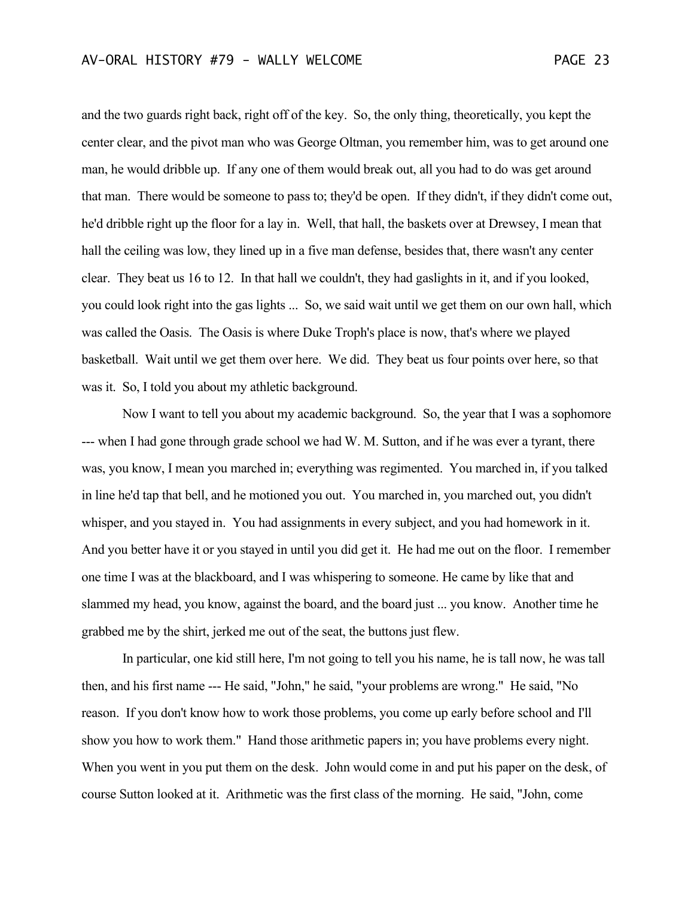and the two guards right back, right off of the key. So, the only thing, theoretically, you kept the center clear, and the pivot man who was George Oltman, you remember him, was to get around one man, he would dribble up. If any one of them would break out, all you had to do was get around that man. There would be someone to pass to; they'd be open. If they didn't, if they didn't come out, he'd dribble right up the floor for a lay in. Well, that hall, the baskets over at Drewsey, I mean that hall the ceiling was low, they lined up in a five man defense, besides that, there wasn't any center clear. They beat us 16 to 12. In that hall we couldn't, they had gaslights in it, and if you looked, you could look right into the gas lights ... So, we said wait until we get them on our own hall, which was called the Oasis. The Oasis is where Duke Troph's place is now, that's where we played basketball. Wait until we get them over here. We did. They beat us four points over here, so that was it. So, I told you about my athletic background.

Now I want to tell you about my academic background. So, the year that I was a sophomore --- when I had gone through grade school we had W. M. Sutton, and if he was ever a tyrant, there was, you know, I mean you marched in; everything was regimented. You marched in, if you talked in line he'd tap that bell, and he motioned you out. You marched in, you marched out, you didn't whisper, and you stayed in. You had assignments in every subject, and you had homework in it. And you better have it or you stayed in until you did get it. He had me out on the floor. I remember one time I was at the blackboard, and I was whispering to someone. He came by like that and slammed my head, you know, against the board, and the board just ... you know. Another time he grabbed me by the shirt, jerked me out of the seat, the buttons just flew.

In particular, one kid still here, I'm not going to tell you his name, he is tall now, he was tall then, and his first name --- He said, "John," he said, "your problems are wrong." He said, "No reason. If you don't know how to work those problems, you come up early before school and I'll show you how to work them." Hand those arithmetic papers in; you have problems every night. When you went in you put them on the desk. John would come in and put his paper on the desk, of course Sutton looked at it. Arithmetic was the first class of the morning. He said, "John, come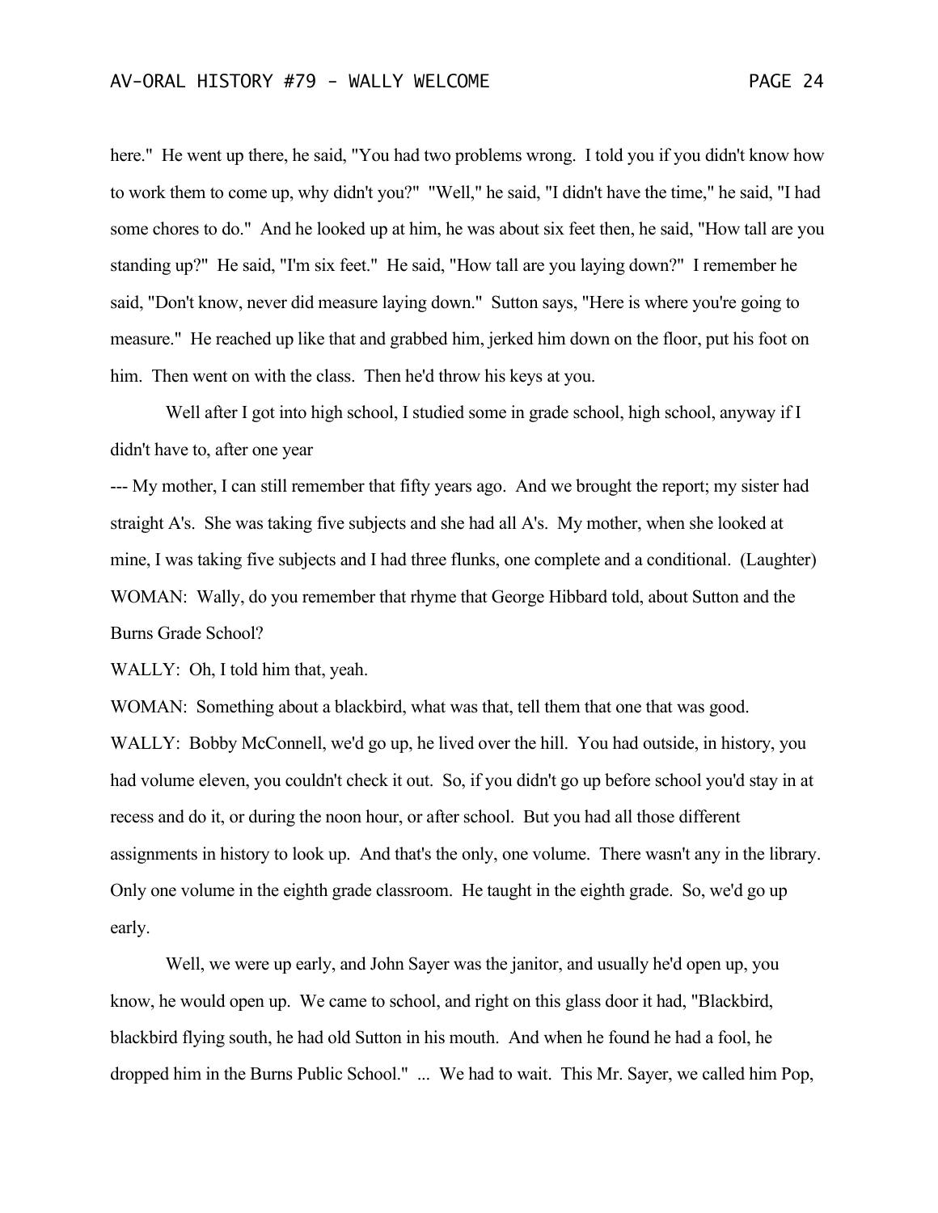here." He went up there, he said, "You had two problems wrong. I told you if you didn't know how to work them to come up, why didn't you?" "Well," he said, "I didn't have the time," he said, "I had some chores to do." And he looked up at him, he was about six feet then, he said, "How tall are you standing up?" He said, "I'm six feet." He said, "How tall are you laying down?" I remember he said, "Don't know, never did measure laying down." Sutton says, "Here is where you're going to measure." He reached up like that and grabbed him, jerked him down on the floor, put his foot on him. Then went on with the class. Then he'd throw his keys at you.

Well after I got into high school, I studied some in grade school, high school, anyway if I didn't have to, after one year

--- My mother, I can still remember that fifty years ago. And we brought the report; my sister had straight A's. She was taking five subjects and she had all A's. My mother, when she looked at mine, I was taking five subjects and I had three flunks, one complete and a conditional. (Laughter)

WOMAN: Wally, do you remember that rhyme that George Hibbard told, about Sutton and the Burns Grade School?

WALLY: Oh, I told him that, yeah.

WOMAN: Something about a blackbird, what was that, tell them that one that was good.

WALLY: Bobby McConnell, we'd go up, he lived over the hill. You had outside, in history, you had volume eleven, you couldn't check it out. So, if you didn't go up before school you'd stay in at recess and do it, or during the noon hour, or after school. But you had all those different assignments in history to look up. And that's the only, one volume. There wasn't any in the library. Only one volume in the eighth grade classroom. He taught in the eighth grade. So, we'd go up early.

Well, we were up early, and John Sayer was the janitor, and usually he'd open up, you know, he would open up. We came to school, and right on this glass door it had, "Blackbird, blackbird flying south, he had old Sutton in his mouth. And when he found he had a fool, he dropped him in the Burns Public School." ... We had to wait. This Mr. Sayer, we called him Pop,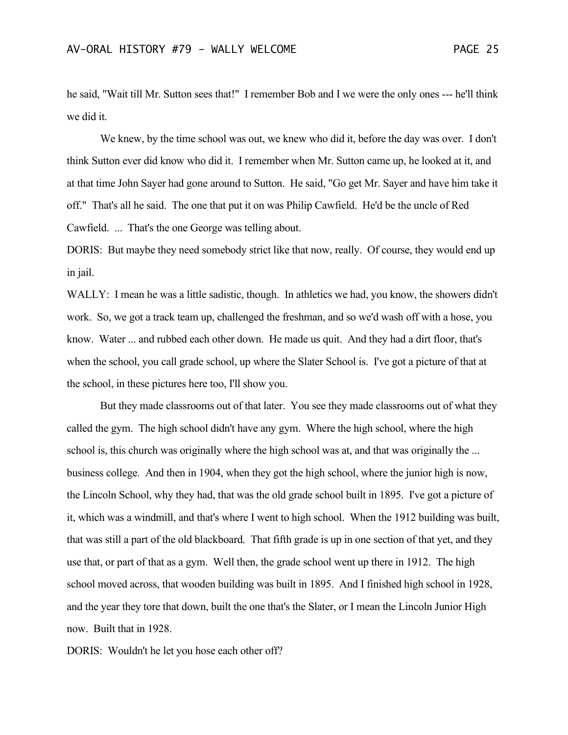he said, "Wait till Mr. Sutton sees that!" I remember Bob and I we were the only ones --- he'll think we did it.

We knew, by the time school was out, we knew who did it, before the day was over. I don't think Sutton ever did know who did it. I remember when Mr. Sutton came up, he looked at it, and at that time John Sayer had gone around to Sutton. He said, "Go get Mr. Sayer and have him take it off." That's all he said. The one that put it on was Philip Cawfield. He'd be the uncle of Red Cawfield. ... That's the one George was telling about.

DORIS: But maybe they need somebody strict like that now, really. Of course, they would end up in jail.

WALLY: I mean he was a little sadistic, though. In athletics we had, you know, the showers didn't work. So, we got a track team up, challenged the freshman, and so we'd wash off with a hose, you know. Water ... and rubbed each other down. He made us quit. And they had a dirt floor, that's when the school, you call grade school, up where the Slater School is. I've got a picture of that at the school, in these pictures here too, I'll show you.

But they made classrooms out of that later. You see they made classrooms out of what they called the gym. The high school didn't have any gym. Where the high school, where the high school is, this church was originally where the high school was at, and that was originally the ... business college. And then in 1904, when they got the high school, where the junior high is now, the Lincoln School, why they had, that was the old grade school built in 1895. I've got a picture of it, which was a windmill, and that's where I went to high school. When the 1912 building was built, that was still a part of the old blackboard. That fifth grade is up in one section of that yet, and they use that, or part of that as a gym. Well then, the grade school went up there in 1912. The high school moved across, that wooden building was built in 1895. And I finished high school in 1928, and the year they tore that down, built the one that's the Slater, or I mean the Lincoln Junior High now. Built that in 1928.

DORIS: Wouldn't he let you hose each other off?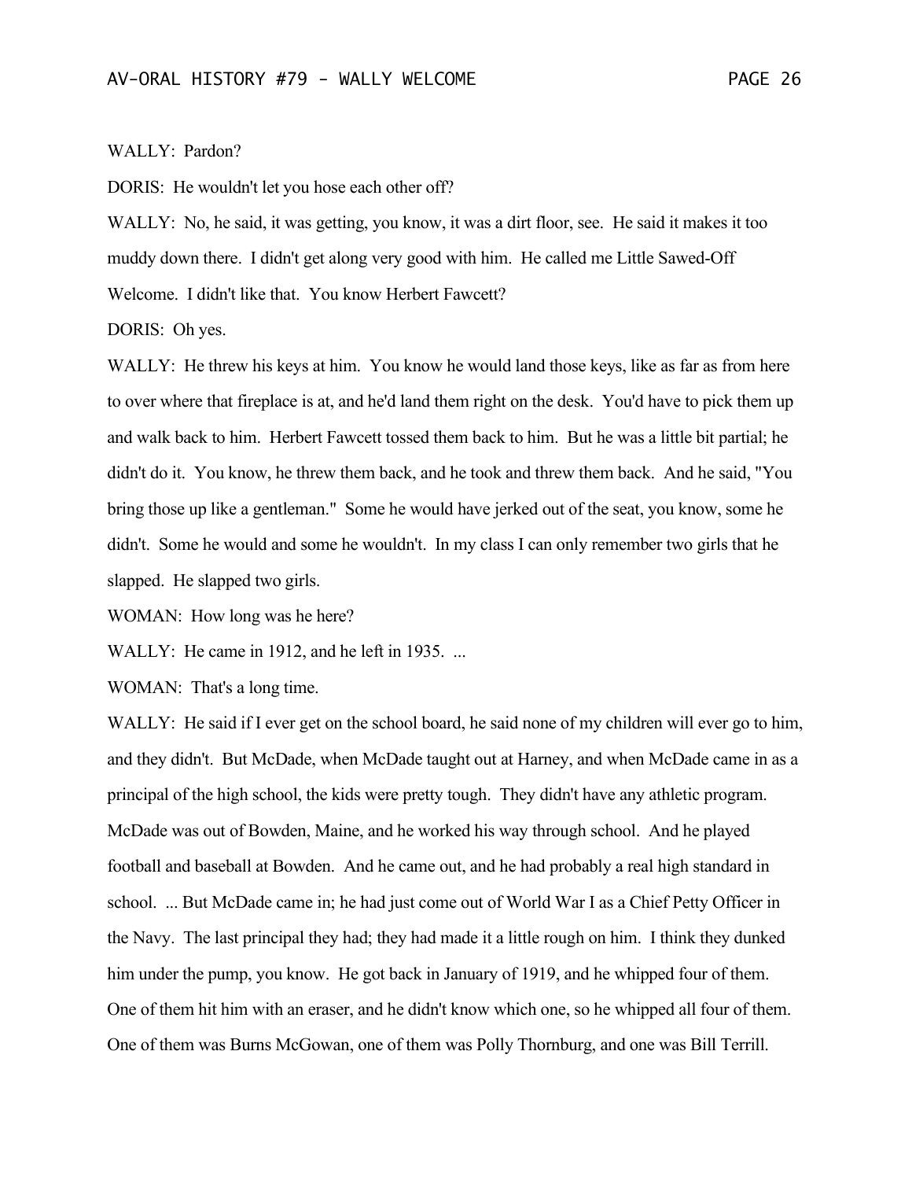WALLY: Pardon?

DORIS: He wouldn't let you hose each other off?

WALLY: No, he said, it was getting, you know, it was a dirt floor, see. He said it makes it too muddy down there. I didn't get along very good with him. He called me Little Sawed-Off Welcome. I didn't like that. You know Herbert Fawcett?

DORIS: Oh yes.

WALLY: He threw his keys at him. You know he would land those keys, like as far as from here to over where that fireplace is at, and he'd land them right on the desk. You'd have to pick them up and walk back to him. Herbert Fawcett tossed them back to him. But he was a little bit partial; he didn't do it. You know, he threw them back, and he took and threw them back. And he said, "You bring those up like a gentleman." Some he would have jerked out of the seat, you know, some he didn't. Some he would and some he wouldn't. In my class I can only remember two girls that he slapped. He slapped two girls.

WOMAN: How long was he here?

WALLY: He came in 1912, and he left in 1935. ...

WOMAN: That's a long time.

WALLY: He said if I ever get on the school board, he said none of my children will ever go to him, and they didn't. But McDade, when McDade taught out at Harney, and when McDade came in as a principal of the high school, the kids were pretty tough. They didn't have any athletic program. McDade was out of Bowden, Maine, and he worked his way through school. And he played football and baseball at Bowden. And he came out, and he had probably a real high standard in school. ... But McDade came in; he had just come out of World War I as a Chief Petty Officer in the Navy. The last principal they had; they had made it a little rough on him. I think they dunked him under the pump, you know. He got back in January of 1919, and he whipped four of them. One of them hit him with an eraser, and he didn't know which one, so he whipped all four of them. One of them was Burns McGowan, one of them was Polly Thornburg, and one was Bill Terrill.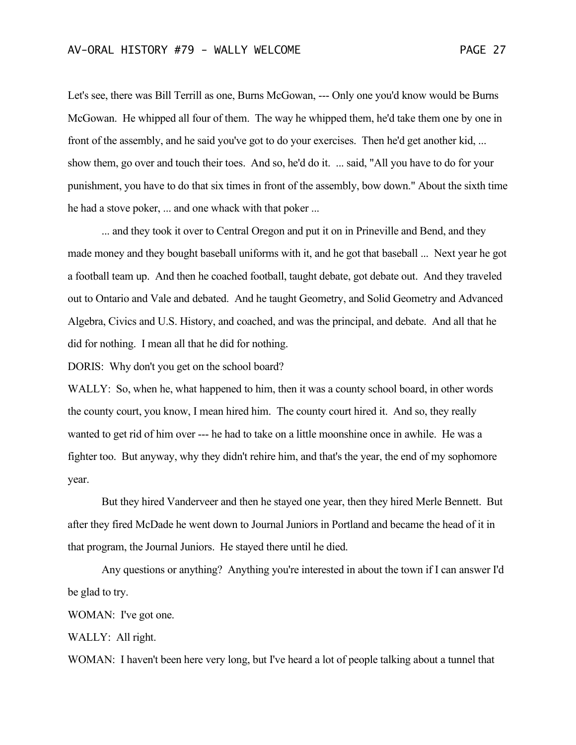Let's see, there was Bill Terrill as one, Burns McGowan, --- Only one you'd know would be Burns McGowan. He whipped all four of them. The way he whipped them, he'd take them one by one in front of the assembly, and he said you've got to do your exercises. Then he'd get another kid, ... show them, go over and touch their toes. And so, he'd do it. ... said, "All you have to do for your punishment, you have to do that six times in front of the assembly, bow down." About the sixth time he had a stove poker, ... and one whack with that poker ...

... and they took it over to Central Oregon and put it on in Prineville and Bend, and they made money and they bought baseball uniforms with it, and he got that baseball ... Next year he got a football team up. And then he coached football, taught debate, got debate out. And they traveled out to Ontario and Vale and debated. And he taught Geometry, and Solid Geometry and Advanced Algebra, Civics and U.S. History, and coached, and was the principal, and debate. And all that he did for nothing. I mean all that he did for nothing.

DORIS: Why don't you get on the school board?

WALLY: So, when he, what happened to him, then it was a county school board, in other words the county court, you know, I mean hired him. The county court hired it. And so, they really wanted to get rid of him over --- he had to take on a little moonshine once in awhile. He was a fighter too. But anyway, why they didn't rehire him, and that's the year, the end of my sophomore year.

But they hired Vanderveer and then he stayed one year, then they hired Merle Bennett. But after they fired McDade he went down to Journal Juniors in Portland and became the head of it in that program, the Journal Juniors. He stayed there until he died.

Any questions or anything? Anything you're interested in about the town if I can answer I'd be glad to try.

WOMAN: I've got one.

WALLY: All right.

WOMAN: I haven't been here very long, but I've heard a lot of people talking about a tunnel that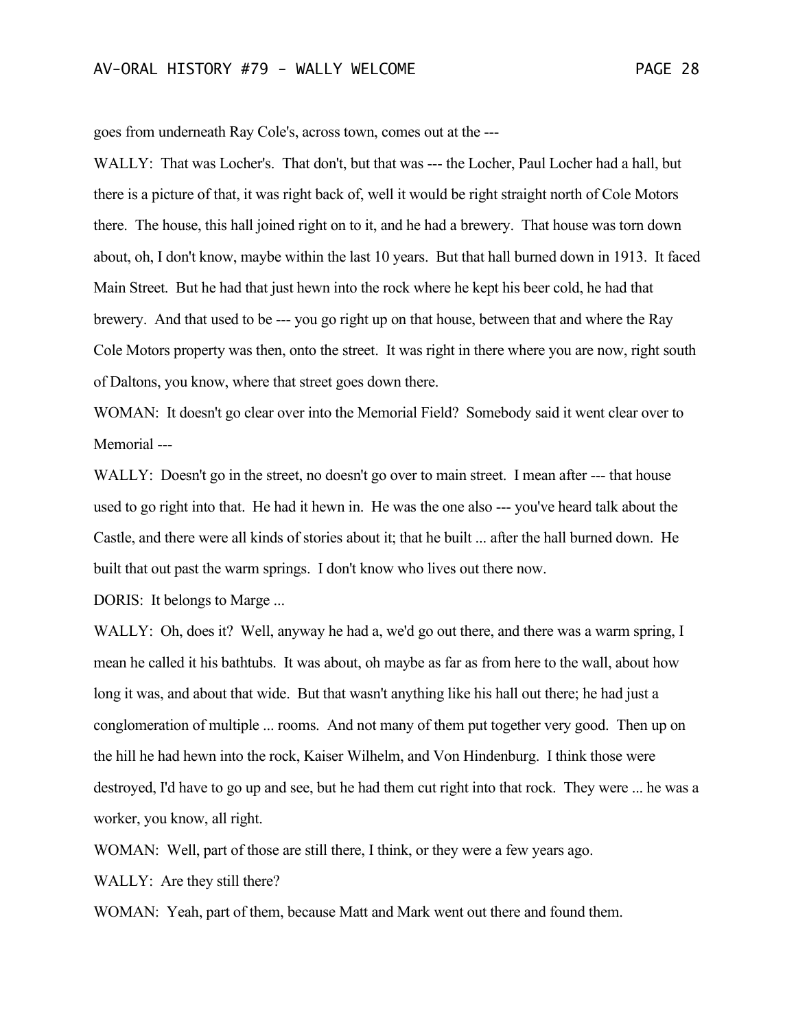goes from underneath Ray Cole's, across town, comes out at the ---

WALLY: That was Locher's. That don't, but that was --- the Locher, Paul Locher had a hall, but there is a picture of that, it was right back of, well it would be right straight north of Cole Motors there. The house, this hall joined right on to it, and he had a brewery. That house was torn down about, oh, I don't know, maybe within the last 10 years. But that hall burned down in 1913. It faced Main Street. But he had that just hewn into the rock where he kept his beer cold, he had that brewery. And that used to be --- you go right up on that house, between that and where the Ray Cole Motors property was then, onto the street. It was right in there where you are now, right south of Daltons, you know, where that street goes down there.

WOMAN: It doesn't go clear over into the Memorial Field? Somebody said it went clear over to Memorial ---

WALLY: Doesn't go in the street, no doesn't go over to main street. I mean after --- that house used to go right into that. He had it hewn in. He was the one also --- you've heard talk about the Castle, and there were all kinds of stories about it; that he built ... after the hall burned down. He built that out past the warm springs. I don't know who lives out there now.

DORIS: It belongs to Marge ...

WALLY: Oh, does it? Well, anyway he had a, we'd go out there, and there was a warm spring, I mean he called it his bathtubs. It was about, oh maybe as far as from here to the wall, about how long it was, and about that wide. But that wasn't anything like his hall out there; he had just a conglomeration of multiple ... rooms. And not many of them put together very good. Then up on the hill he had hewn into the rock, Kaiser Wilhelm, and Von Hindenburg. I think those were destroyed, I'd have to go up and see, but he had them cut right into that rock. They were ... he was a worker, you know, all right.

WOMAN: Well, part of those are still there, I think, or they were a few years ago.

WALLY: Are they still there?

WOMAN: Yeah, part of them, because Matt and Mark went out there and found them.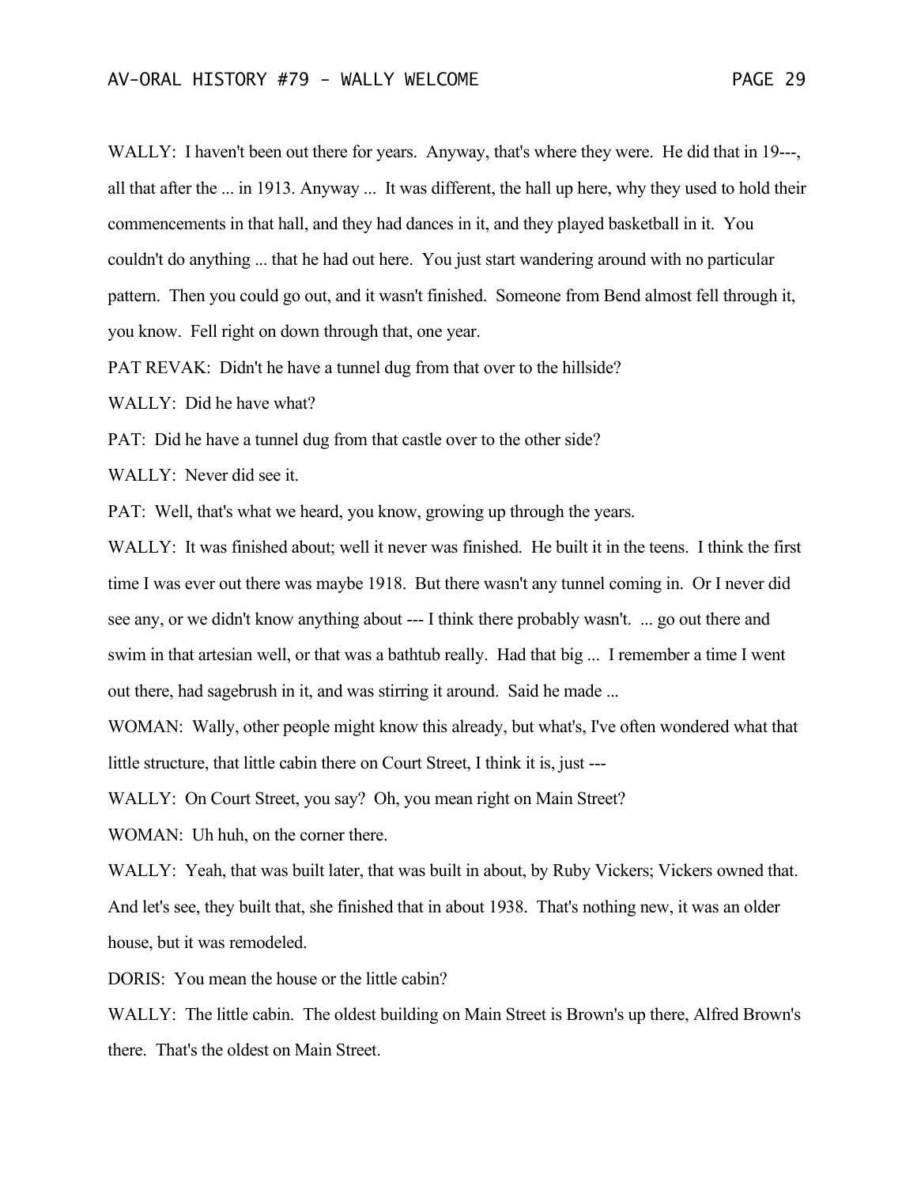WALLY: I haven't been out there for years. Anyway, that's where they were. He did that in 19---, all that after the ... in 1913. Anyway ... It was different, the hall up here, why they used to hold their commencements in that hall, and they had dances in it, and they played basketball in it. You couldn't do anything ... that he had out here. You just start wandering around with no particular pattern. Then you could go out, and it wasn't finished. Someone from Bend almost fell through it, you know. Fell right on down through that, one year.

PAT REVAK: Didn't he have a tunnel dug from that over to the hillside?

WALLY: Did he have what?

PAT: Did he have a tunnel dug from that castle over to the other side?

WALLY: Never did see it.

PAT: Well, that's what we heard, you know, growing up through the years.

WALLY: It was finished about; well it never was finished. He built it in the teens. I think the first time I was ever out there was maybe 1918. But there wasn't any tunnel coming in. Or I never did see any, or we didn't know anything about --- I think there probably wasn't. ... go out there and swim in that artesian well, or that was a bathtub really. Had that big ... I remember a time I went out there, had sagebrush in it, and was stirring it around. Said he made ...

WOMAN: Wally, other people might know this already, but what's, I've often wondered what that little structure, that little cabin there on Court Street, I think it is, just ---

WALLY: On Court Street, you say? Oh, you mean right on Main Street?

WOMAN: Uh huh, on the corner there.

WALLY: Yeah, that was built later, that was built in about, by Ruby Vickers; Vickers owned that. And let's see, they built that, she finished that in about 1938. That's nothing new, it was an older house, but it was remodeled.

DORIS: You mean the house or the little cabin?

WALLY: The little cabin. The oldest building on Main Street is Brown's up there, Alfred Brown's there. That's the oldest on Main Street.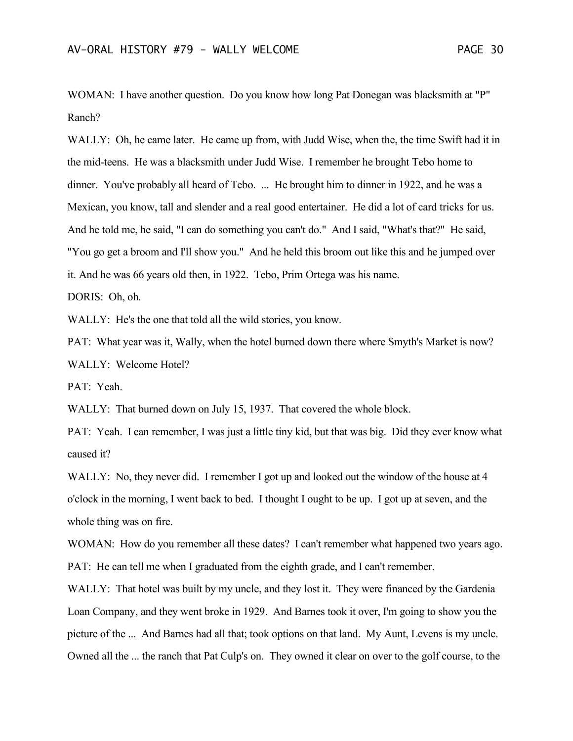WOMAN: I have another question. Do you know how long Pat Donegan was blacksmith at "P" Ranch?

WALLY: Oh, he came later. He came up from, with Judd Wise, when the, the time Swift had it in the mid-teens. He was a blacksmith under Judd Wise. I remember he brought Tebo home to dinner. You've probably all heard of Tebo. ... He brought him to dinner in 1922, and he was a Mexican, you know, tall and slender and a real good entertainer. He did a lot of card tricks for us. And he told me, he said, "I can do something you can't do." And I said, "What's that?" He said, "You go get a broom and I'll show you." And he held this broom out like this and he jumped over it. And he was 66 years old then, in 1922. Tebo, Prim Ortega was his name.

DORIS: Oh, oh.

WALLY: He's the one that told all the wild stories, you know.

PAT: What year was it, Wally, when the hotel burned down there where Smyth's Market is now?

WALLY: Welcome Hotel?

PAT: Yeah.

WALLY: That burned down on July 15, 1937. That covered the whole block.

PAT: Yeah. I can remember, I was just a little tiny kid, but that was big. Did they ever know what caused it?

WALLY: No, they never did. I remember I got up and looked out the window of the house at 4 o'clock in the morning, I went back to bed. I thought I ought to be up. I got up at seven, and the whole thing was on fire.

WOMAN: How do you remember all these dates? I can't remember what happened two years ago.

PAT: He can tell me when I graduated from the eighth grade, and I can't remember.

WALLY: That hotel was built by my uncle, and they lost it. They were financed by the Gardenia Loan Company, and they went broke in 1929. And Barnes took it over, I'm going to show you the picture of the ... And Barnes had all that; took options on that land. My Aunt, Levens is my uncle. Owned all the ... the ranch that Pat Culp's on. They owned it clear on over to the golf course, to the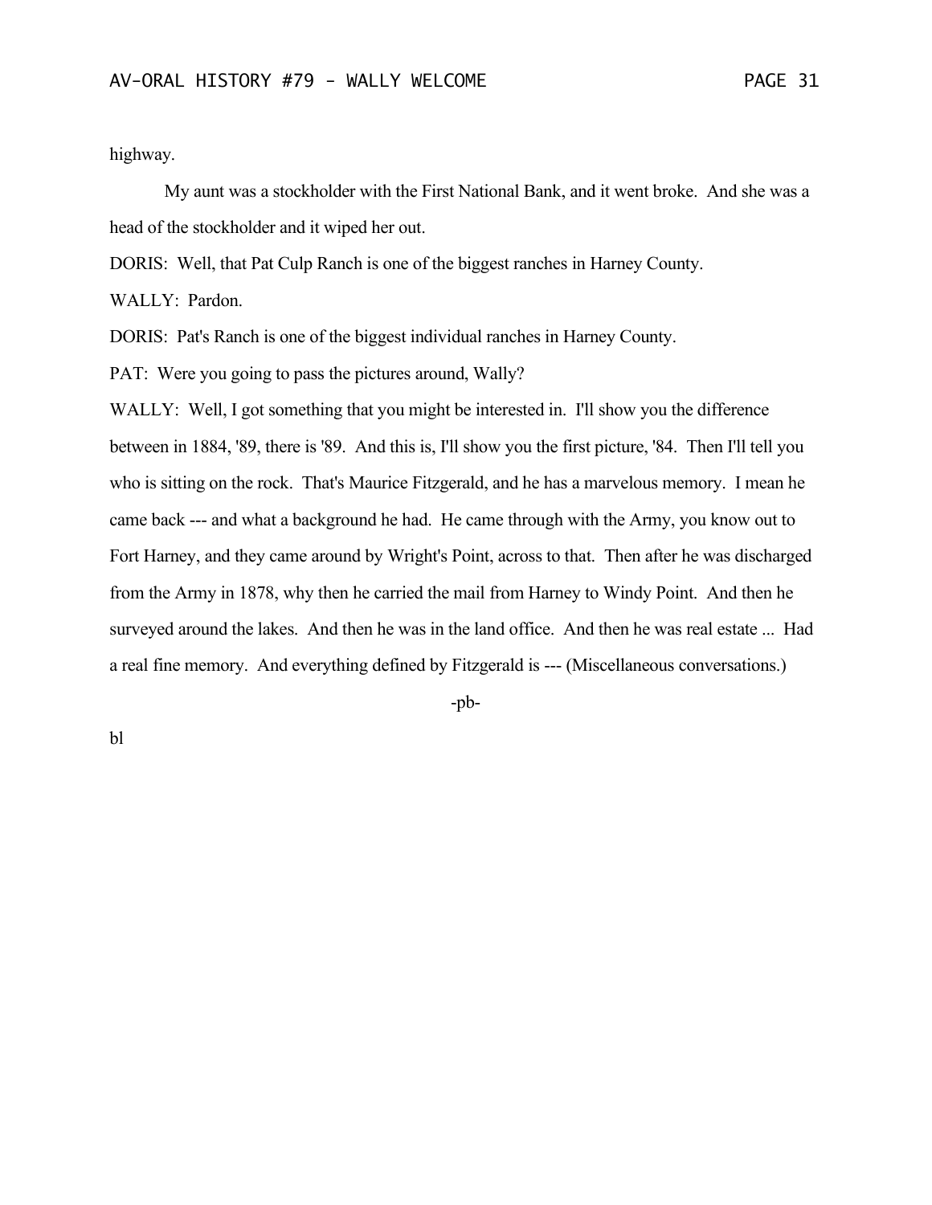highway.

My aunt was a stockholder with the First National Bank, and it went broke. And she was a head of the stockholder and it wiped her out.

DORIS: Well, that Pat Culp Ranch is one of the biggest ranches in Harney County.

WALLY: Pardon.

DORIS: Pat's Ranch is one of the biggest individual ranches in Harney County.

PAT: Were you going to pass the pictures around, Wally?

WALLY: Well, I got something that you might be interested in. I'll show you the difference between in 1884, '89, there is '89. And this is, I'll show you the first picture, '84. Then I'll tell you who is sitting on the rock. That's Maurice Fitzgerald, and he has a marvelous memory. I mean he came back --- and what a background he had. He came through with the Army, you know out to Fort Harney, and they came around by Wright's Point, across to that. Then after he was discharged from the Army in 1878, why then he carried the mail from Harney to Windy Point. And then he surveyed around the lakes. And then he was in the land office. And then he was real estate ... Had a real fine memory. And everything defined by Fitzgerald is --- (Miscellaneous conversations.)

-pb-

bl